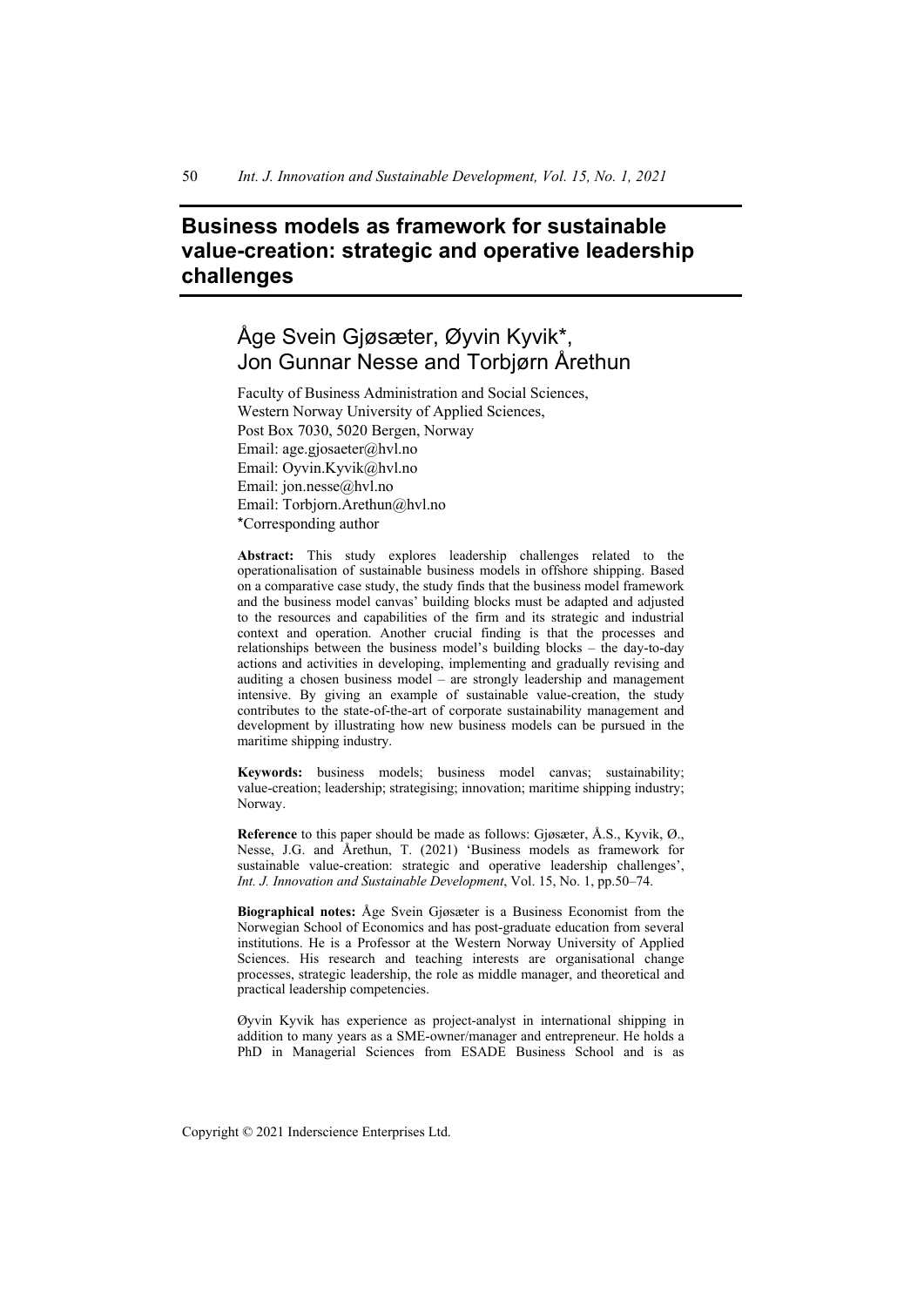# Business models as framework for sustainable value-creation: strategic and operative leadership challenges

## Åge Svein Gjøsæter, Øyvin Kyvik*, Jon Gunnar Nesse and Torbjørn Årethun

Faculty of Business Administration and Social Sciences,
Western Norway University of Applied Sciences,
Post Box 7030, 5020 Bergen, Norway
Email: age.gjosaeter@hvl.no
Email: Oyvin.Kyvik@hvl.no
Email: jon.nesse@hvl.no
Email: Torbjorn.Arethun@hvl.no
*Corresponding author

**Abstract:** This study explores leadership challenges related to the operationalisation of sustainable business models in offshore shipping. Based on a comparative case study, the study finds that the business model framework and the business model canvas' building blocks must be adapted and adjusted to the resources and capabilities of the firm and its strategic and industrial context and operation. Another crucial finding is that the processes and relationships between the business model's building blocks – the day-to-day actions and activities in developing, implementing and gradually revising and auditing a chosen business model – are strongly leadership and management intensive. By giving an example of sustainable value-creation, the study contributes to the state-of-the-art of corporate sustainability management and development by illustrating how new business models can be pursued in the maritime shipping industry.

**Keywords:** business models; business model canvas; sustainability; value-creation; leadership; strategising; innovation; maritime shipping industry; Norway.

**Reference** to this paper should be made as follows: Gjøsæter, Å.S., Kyvik, Ø., Nesse, J.G. and Årethun, T. (2021) 'Business models as framework for sustainable value-creation: strategic and operative leadership challenges', *Int. J. Innovation and Sustainable Development*, Vol. 15, No. 1, pp.50–74.

**Biographical notes:** Åge Svein Gjøsæter is a Business Economist from the Norwegian School of Economics and has post-graduate education from several institutions. He is a Professor at the Western Norway University of Applied Sciences. His research and teaching interests are organisational change processes, strategic leadership, the role as middle manager, and theoretical and practical leadership competencies.

Øyvin Kyvik has experience as project-analyst in international shipping in addition to many years as a SME-owner/manager and entrepreneur. He holds a PhD in Managerial Sciences from ESADE Business School and is as

Copyright © 2021 Inderscience Enterprises Ltd.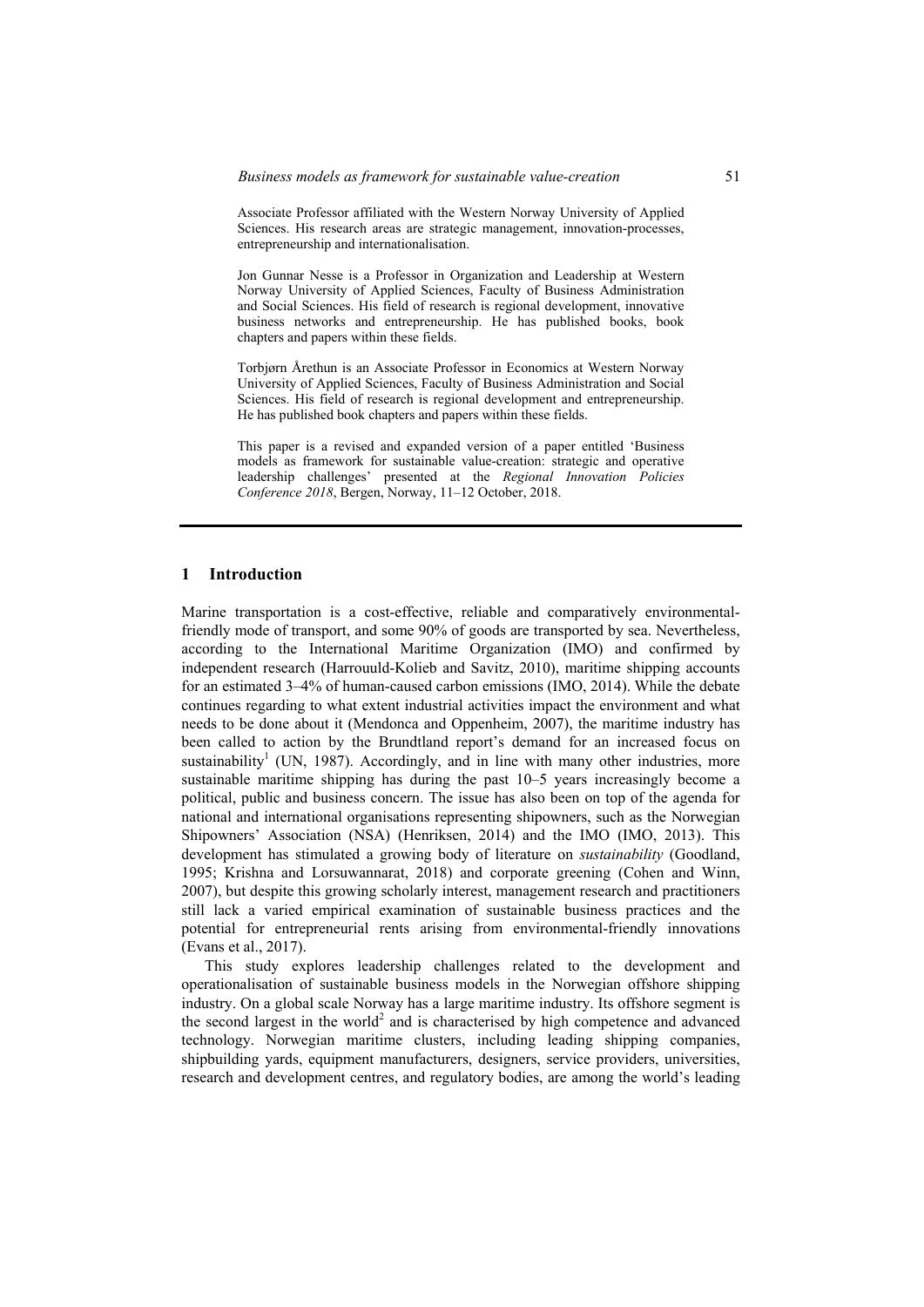Associate Professor affiliated with the Western Norway University of Applied Sciences. His research areas are strategic management, innovation-processes, entrepreneurship and internationalisation.

Jon Gunnar Nesse is a Professor in Organization and Leadership at Western Norway University of Applied Sciences, Faculty of Business Administration and Social Sciences. His field of research is regional development, innovative business networks and entrepreneurship. He has published books, book chapters and papers within these fields.

Torbjørn Årethun is an Associate Professor in Economics at Western Norway University of Applied Sciences, Faculty of Business Administration and Social Sciences. His field of research is regional development and entrepreneurship. He has published book chapters and papers within these fields.

This paper is a revised and expanded version of a paper entitled 'Business models as framework for sustainable value-creation: strategic and operative leadership challenges' presented at the *Regional Innovation Policies Conference 2018*, Bergen, Norway, 11–12 October, 2018.

## 1 Introduction

Marine transportation is a cost-effective, reliable and comparatively environmental-friendly mode of transport, and some 90% of goods are transported by sea. Nevertheless, according to the International Maritime Organization (IMO) and confirmed by independent research (Harrouuld-Kolieb and Savitz, 2010), maritime shipping accounts for an estimated 3–4% of human-caused carbon emissions (IMO, 2014). While the debate continues regarding to what extent industrial activities impact the environment and what needs to be done about it (Mendonca and Oppenheim, 2007), the maritime industry has been called to action by the Brundtland report's demand for an increased focus on sustainability[1] (UN, 1987). Accordingly, and in line with many other industries, more sustainable maritime shipping has during the past 10–5 years increasingly become a political, public and business concern. The issue has also been on top of the agenda for national and international organisations representing shipowners, such as the Norwegian Shipowners' Association (NSA) (Henriksen, 2014) and the IMO (IMO, 2013). This development has stimulated a growing body of literature on *sustainability* (Goodland, 1995; Krishna and Lorsuwannarat, 2018) and corporate greening (Cohen and Winn, 2007), but despite this growing scholarly interest, management research and practitioners still lack a varied empirical examination of sustainable business practices and the potential for entrepreneurial rents arising from environmental-friendly innovations (Evans et al., 2017).

This study explores leadership challenges related to the development and operationalisation of sustainable business models in the Norwegian offshore shipping industry. On a global scale Norway has a large maritime industry. Its offshore segment is the second largest in the world[2] and is characterised by high competence and advanced technology. Norwegian maritime clusters, including leading shipping companies, shipbuilding yards, equipment manufacturers, designers, service providers, universities, research and development centres, and regulatory bodies, are among the world's leading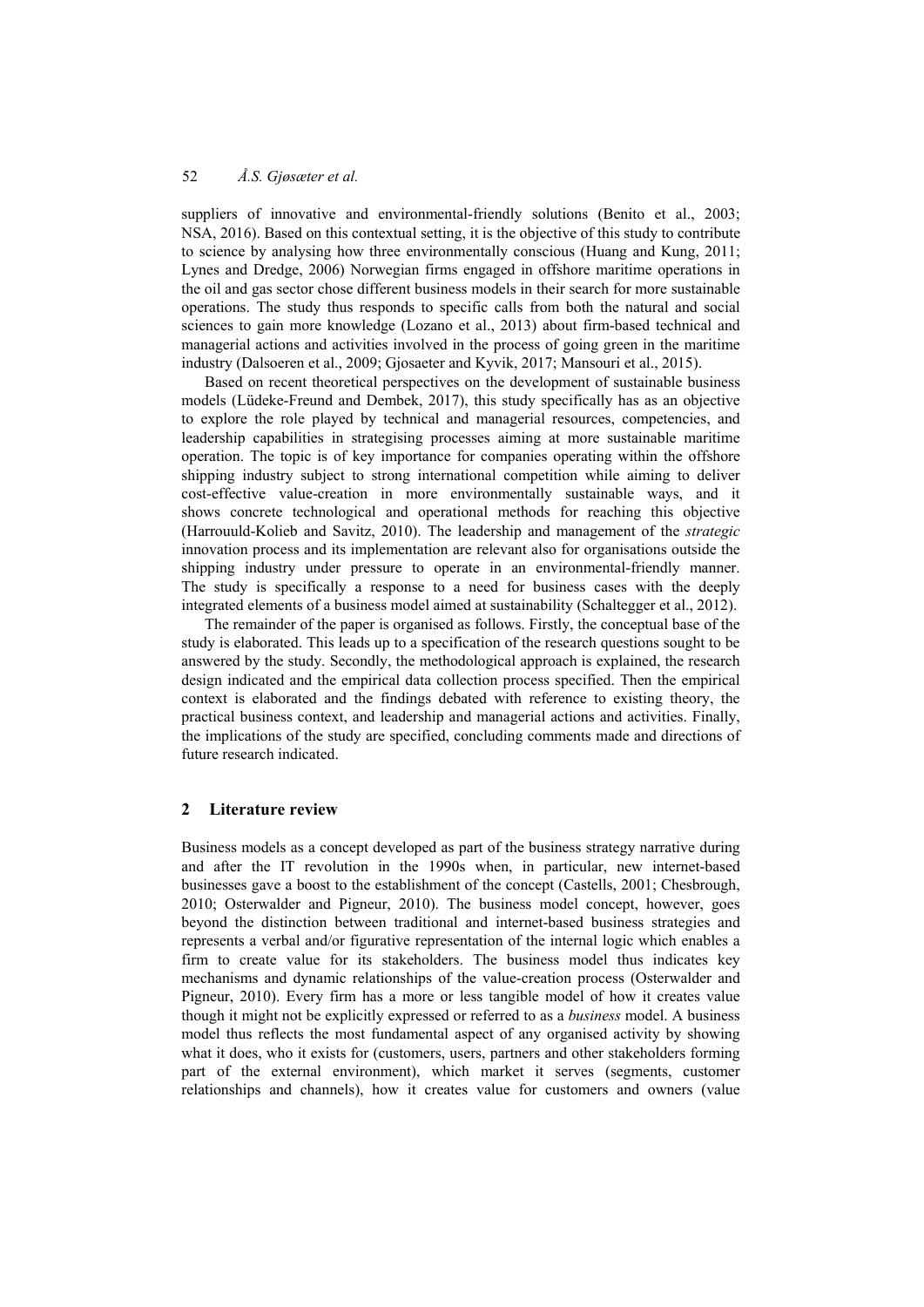suppliers of innovative and environmental-friendly solutions (Benito et al., 2003; NSA, 2016). Based on this contextual setting, it is the objective of this study to contribute to science by analysing how three environmentally conscious (Huang and Kung, 2011; Lynes and Dredge, 2006) Norwegian firms engaged in offshore maritime operations in the oil and gas sector chose different business models in their search for more sustainable operations. The study thus responds to specific calls from both the natural and social sciences to gain more knowledge (Lozano et al., 2013) about firm-based technical and managerial actions and activities involved in the process of going green in the maritime industry (Dalsoeren et al., 2009; Gjosaeter and Kyvik, 2017; Mansouri et al., 2015).

Based on recent theoretical perspectives on the development of sustainable business models (Lüdeke-Freund and Dembek, 2017), this study specifically has as an objective to explore the role played by technical and managerial resources, competencies, and leadership capabilities in strategising processes aiming at more sustainable maritime operation. The topic is of key importance for companies operating within the offshore shipping industry subject to strong international competition while aiming to deliver cost-effective value-creation in more environmentally sustainable ways, and it shows concrete technological and operational methods for reaching this objective (Harrouuld-Kolieb and Savitz, 2010). The leadership and management of the *strategic* innovation process and its implementation are relevant also for organisations outside the shipping industry under pressure to operate in an environmental-friendly manner. The study is specifically a response to a need for business cases with the deeply integrated elements of a business model aimed at sustainability (Schaltegger et al., 2012).

The remainder of the paper is organised as follows. Firstly, the conceptual base of the study is elaborated. This leads up to a specification of the research questions sought to be answered by the study. Secondly, the methodological approach is explained, the research design indicated and the empirical data collection process specified. Then the empirical context is elaborated and the findings debated with reference to existing theory, the practical business context, and leadership and managerial actions and activities. Finally, the implications of the study are specified, concluding comments made and directions of future research indicated.

## 2 Literature review

Business models as a concept developed as part of the business strategy narrative during and after the IT revolution in the 1990s when, in particular, new internet-based businesses gave a boost to the establishment of the concept (Castells, 2001; Chesbrough, 2010; Osterwalder and Pigneur, 2010). The business model concept, however, goes beyond the distinction between traditional and internet-based business strategies and represents a verbal and/or figurative representation of the internal logic which enables a firm to create value for its stakeholders. The business model thus indicates key mechanisms and dynamic relationships of the value-creation process (Osterwalder and Pigneur, 2010). Every firm has a more or less tangible model of how it creates value though it might not be explicitly expressed or referred to as a *business* model. A business model thus reflects the most fundamental aspect of any organised activity by showing what it does, who it exists for (customers, users, partners and other stakeholders forming part of the external environment), which market it serves (segments, customer relationships and channels), how it creates value for customers and owners (value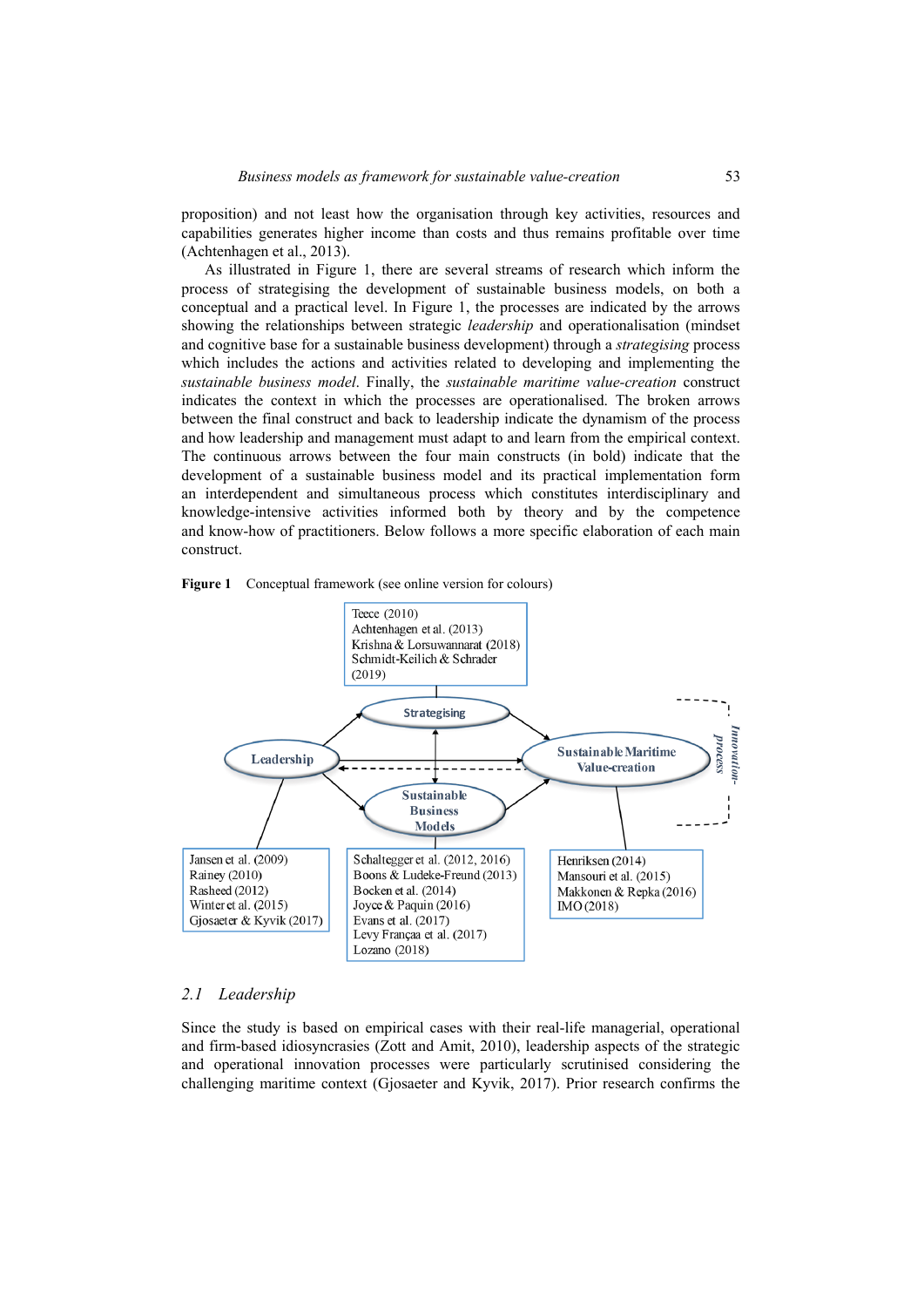proposition) and not least how the organisation through key activities, resources and capabilities generates higher income than costs and thus remains profitable over time (Achtenhagen et al., 2013).

As illustrated in Figure 1, there are several streams of research which inform the process of strategising the development of sustainable business models, on both a conceptual and a practical level. In Figure 1, the processes are indicated by the arrows showing the relationships between strategic *leadership* and operationalisation (mindset and cognitive base for a sustainable business development) through a *strategising* process which includes the actions and activities related to developing and implementing the *sustainable business model*. Finally, the *sustainable maritime value-creation* construct indicates the context in which the processes are operationalised. The broken arrows between the final construct and back to leadership indicate the dynamism of the process and how leadership and management must adapt to and learn from the empirical context. The continuous arrows between the four main constructs (in bold) indicate that the development of a sustainable business model and its practical implementation form an interdependent and simultaneous process which constitutes interdisciplinary and knowledge-intensive activities informed both by theory and by the competence and know-how of practitioners. Below follows a more specific elaboration of each main construct.

**Figure 1** Conceptual framework (see online version for colours)

Teece (2010)
Achtenhagen et al. (2013)
Krishna & Lorsuwannarat (2018)
Schmidt-Keilich & Schrader (2019)

**Strategising**

**Leadership**

**Sustainable Maritime Value-creation**

*Innovation-process*

**Sustainable Business Models**

Jansen et al. (2009)
Rainey (2010)
Rasheed (2012)
Winter et al. (2015)
Gjosaeter & Kyvik (2017)

Schaltegger et al. (2012, 2016)
Boons & Ludeke-Freund (2013)
Bocken et al. (2014)
Joyce & Paquin (2016)
Evans et al. (2017)
Levy França et al. (2017)
Lozano (2018)

Henriksen (2014)
Mansouri et al. (2015)
Makkonen & Repka (2016)
IMO (2018)

## 2.1 *Leadership*

Since the study is based on empirical cases with their real-life managerial, operational and firm-based idiosyncrasies (Zott and Amit, 2010), leadership aspects of the strategic and operational innovation processes were particularly scrutinised considering the challenging maritime context (Gjosaeter and Kyvik, 2017). Prior research confirms the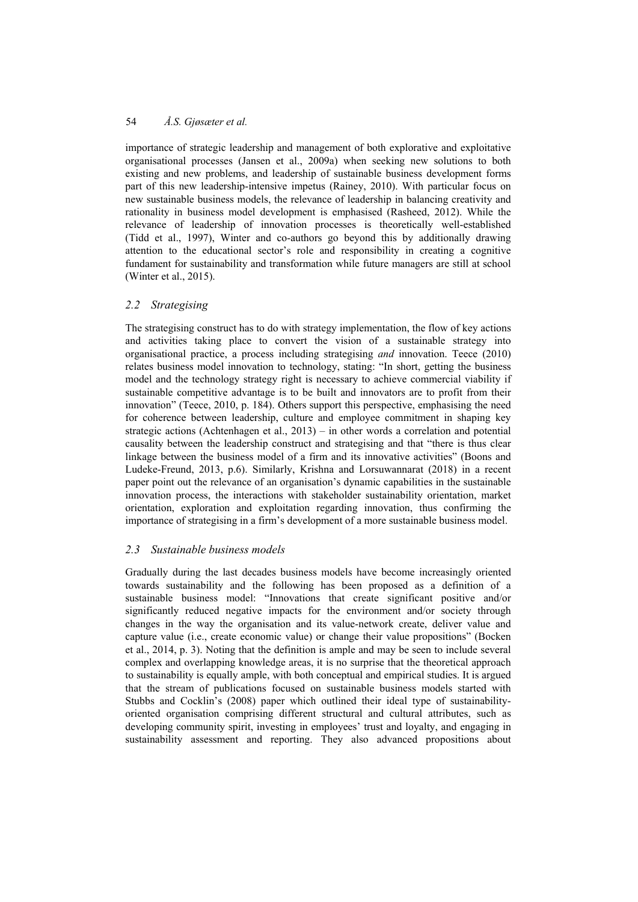importance of strategic leadership and management of both explorative and exploitative organisational processes (Jansen et al., 2009a) when seeking new solutions to both existing and new problems, and leadership of sustainable business development forms part of this new leadership-intensive impetus (Rainey, 2010). With particular focus on new sustainable business models, the relevance of leadership in balancing creativity and rationality in business model development is emphasised (Rasheed, 2012). While the relevance of leadership of innovation processes is theoretically well-established (Tidd et al., 1997), Winter and co-authors go beyond this by additionally drawing attention to the educational sector's role and responsibility in creating a cognitive fundament for sustainability and transformation while future managers are still at school (Winter et al., 2015).

### *2.2 Strategising*

The strategising construct has to do with strategy implementation, the flow of key actions and activities taking place to convert the vision of a sustainable strategy into organisational practice, a process including strategising *and* innovation. Teece (2010) relates business model innovation to technology, stating: "In short, getting the business model and the technology strategy right is necessary to achieve commercial viability if sustainable competitive advantage is to be built and innovators are to profit from their innovation" (Teece, 2010, p. 184). Others support this perspective, emphasising the need for coherence between leadership, culture and employee commitment in shaping key strategic actions (Achtenhagen et al., 2013) – in other words a correlation and potential causality between the leadership construct and strategising and that "there is thus clear linkage between the business model of a firm and its innovative activities" (Boons and Ludeke-Freund, 2013, p.6). Similarly, Krishna and Lorsuwannarat (2018) in a recent paper point out the relevance of an organisation's dynamic capabilities in the sustainable innovation process, the interactions with stakeholder sustainability orientation, market orientation, exploration and exploitation regarding innovation, thus confirming the importance of strategising in a firm's development of a more sustainable business model.

### *2.3 Sustainable business models*

Gradually during the last decades business models have become increasingly oriented towards sustainability and the following has been proposed as a definition of a sustainable business model: "Innovations that create significant positive and/or significantly reduced negative impacts for the environment and/or society through changes in the way the organisation and its value-network create, deliver value and capture value (i.e., create economic value) or change their value propositions" (Bocken et al., 2014, p. 3). Noting that the definition is ample and may be seen to include several complex and overlapping knowledge areas, it is no surprise that the theoretical approach to sustainability is equally ample, with both conceptual and empirical studies. It is argued that the stream of publications focused on sustainable business models started with Stubbs and Cocklin's (2008) paper which outlined their ideal type of sustainability-oriented organisation comprising different structural and cultural attributes, such as developing community spirit, investing in employees' trust and loyalty, and engaging in sustainability assessment and reporting. They also advanced propositions about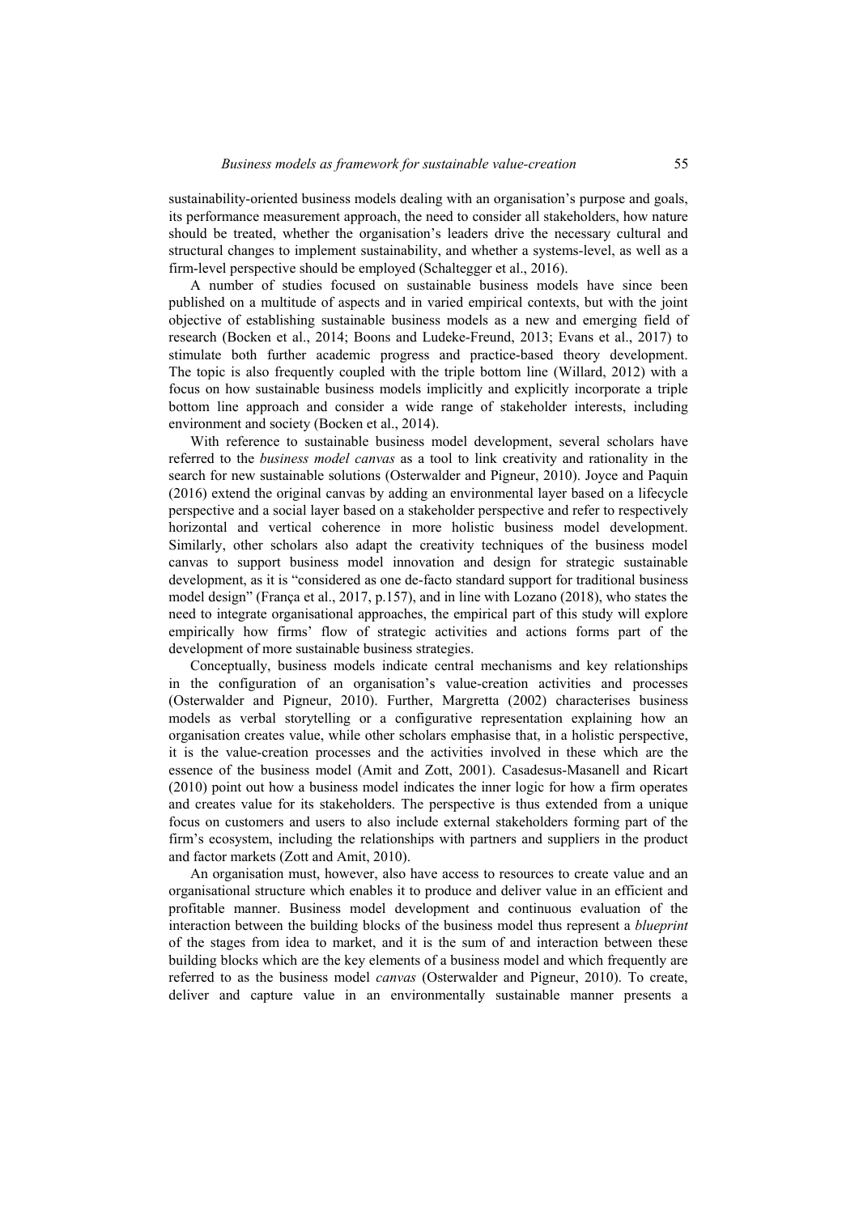sustainability-oriented business models dealing with an organisation's purpose and goals, its performance measurement approach, the need to consider all stakeholders, how nature should be treated, whether the organisation's leaders drive the necessary cultural and structural changes to implement sustainability, and whether a systems-level, as well as a firm-level perspective should be employed (Schaltegger et al., 2016).

A number of studies focused on sustainable business models have since been published on a multitude of aspects and in varied empirical contexts, but with the joint objective of establishing sustainable business models as a new and emerging field of research (Bocken et al., 2014; Boons and Ludeke-Freund, 2013; Evans et al., 2017) to stimulate both further academic progress and practice-based theory development. The topic is also frequently coupled with the triple bottom line (Willard, 2012) with a focus on how sustainable business models implicitly and explicitly incorporate a triple bottom line approach and consider a wide range of stakeholder interests, including environment and society (Bocken et al., 2014).

With reference to sustainable business model development, several scholars have referred to the *business model canvas* as a tool to link creativity and rationality in the search for new sustainable solutions (Osterwalder and Pigneur, 2010). Joyce and Paquin (2016) extend the original canvas by adding an environmental layer based on a lifecycle perspective and a social layer based on a stakeholder perspective and refer to respectively horizontal and vertical coherence in more holistic business model development. Similarly, other scholars also adapt the creativity techniques of the business model canvas to support business model innovation and design for strategic sustainable development, as it is "considered as one de-facto standard support for traditional business model design" (França et al., 2017, p.157), and in line with Lozano (2018), who states the need to integrate organisational approaches, the empirical part of this study will explore empirically how firms' flow of strategic activities and actions forms part of the development of more sustainable business strategies.

Conceptually, business models indicate central mechanisms and key relationships in the configuration of an organisation's value-creation activities and processes (Osterwalder and Pigneur, 2010). Further, Margretta (2002) characterises business models as verbal storytelling or a configurative representation explaining how an organisation creates value, while other scholars emphasise that, in a holistic perspective, it is the value-creation processes and the activities involved in these which are the essence of the business model (Amit and Zott, 2001). Casadesus-Masanell and Ricart (2010) point out how a business model indicates the inner logic for how a firm operates and creates value for its stakeholders. The perspective is thus extended from a unique focus on customers and users to also include external stakeholders forming part of the firm's ecosystem, including the relationships with partners and suppliers in the product and factor markets (Zott and Amit, 2010).

An organisation must, however, also have access to resources to create value and an organisational structure which enables it to produce and deliver value in an efficient and profitable manner. Business model development and continuous evaluation of the interaction between the building blocks of the business model thus represent a *blueprint* of the stages from idea to market, and it is the sum of and interaction between these building blocks which are the key elements of a business model and which frequently are referred to as the business model *canvas* (Osterwalder and Pigneur, 2010). To create, deliver and capture value in an environmentally sustainable manner presents a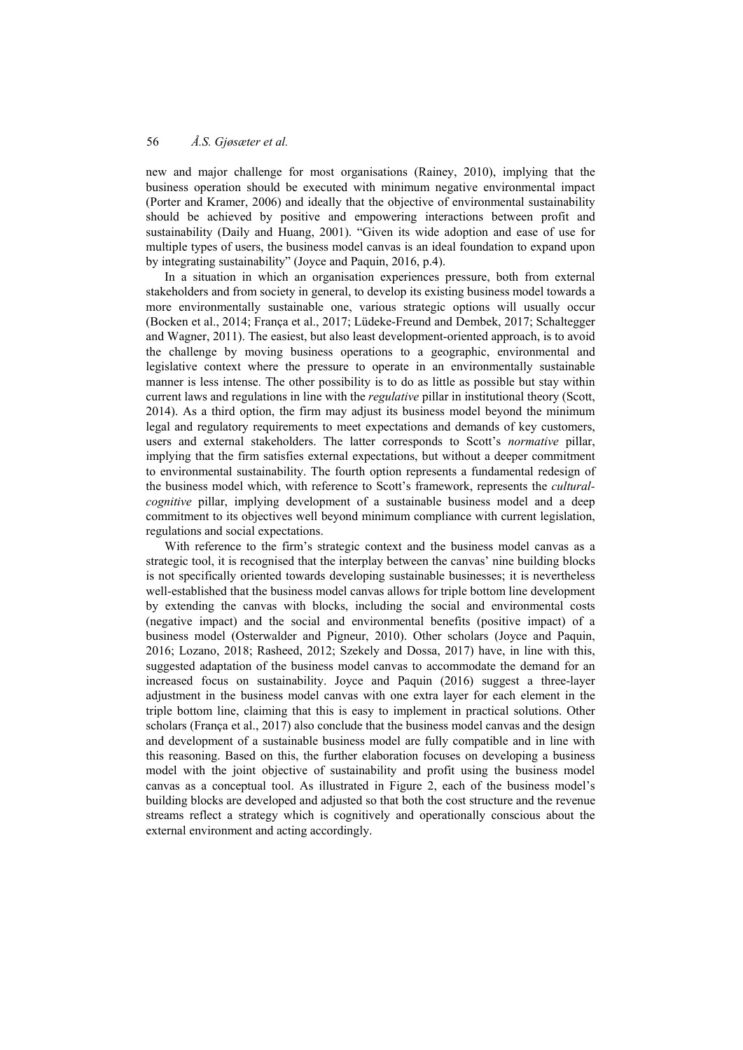new and major challenge for most organisations (Rainey, 2010), implying that the business operation should be executed with minimum negative environmental impact (Porter and Kramer, 2006) and ideally that the objective of environmental sustainability should be achieved by positive and empowering interactions between profit and sustainability (Daily and Huang, 2001). "Given its wide adoption and ease of use for multiple types of users, the business model canvas is an ideal foundation to expand upon by integrating sustainability" (Joyce and Paquin, 2016, p.4).

In a situation in which an organisation experiences pressure, both from external stakeholders and from society in general, to develop its existing business model towards a more environmentally sustainable one, various strategic options will usually occur (Bocken et al., 2014; França et al., 2017; Lüdeke-Freund and Dembek, 2017; Schaltegger and Wagner, 2011). The easiest, but also least development-oriented approach, is to avoid the challenge by moving business operations to a geographic, environmental and legislative context where the pressure to operate in an environmentally sustainable manner is less intense. The other possibility is to do as little as possible but stay within current laws and regulations in line with the *regulative* pillar in institutional theory (Scott, 2014). As a third option, the firm may adjust its business model beyond the minimum legal and regulatory requirements to meet expectations and demands of key customers, users and external stakeholders. The latter corresponds to Scott's *normative* pillar, implying that the firm satisfies external expectations, but without a deeper commitment to environmental sustainability. The fourth option represents a fundamental redesign of the business model which, with reference to Scott's framework, represents the *cultural-cognitive* pillar, implying development of a sustainable business model and a deep commitment to its objectives well beyond minimum compliance with current legislation, regulations and social expectations.

With reference to the firm's strategic context and the business model canvas as a strategic tool, it is recognised that the interplay between the canvas' nine building blocks is not specifically oriented towards developing sustainable businesses; it is nevertheless well-established that the business model canvas allows for triple bottom line development by extending the canvas with blocks, including the social and environmental costs (negative impact) and the social and environmental benefits (positive impact) of a business model (Osterwalder and Pigneur, 2010). Other scholars (Joyce and Paquin, 2016; Lozano, 2018; Rasheed, 2012; Szekely and Dossa, 2017) have, in line with this, suggested adaptation of the business model canvas to accommodate the demand for an increased focus on sustainability. Joyce and Paquin (2016) suggest a three-layer adjustment in the business model canvas with one extra layer for each element in the triple bottom line, claiming that this is easy to implement in practical solutions. Other scholars (França et al., 2017) also conclude that the business model canvas and the design and development of a sustainable business model are fully compatible and in line with this reasoning. Based on this, the further elaboration focuses on developing a business model with the joint objective of sustainability and profit using the business model canvas as a conceptual tool. As illustrated in Figure 2, each of the business model's building blocks are developed and adjusted so that both the cost structure and the revenue streams reflect a strategy which is cognitively and operationally conscious about the external environment and acting accordingly.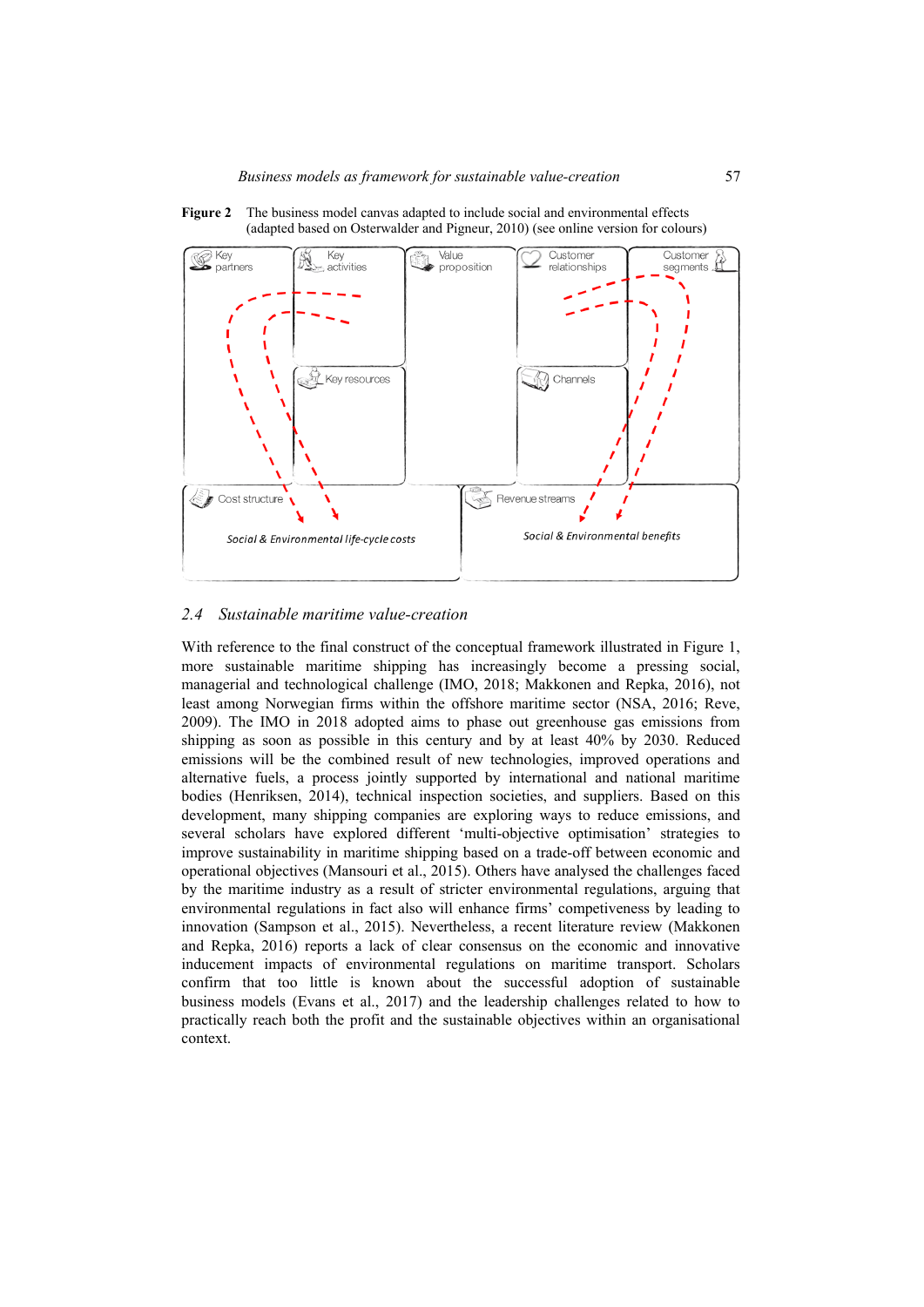**Figure 2** The business model canvas adapted to include social and environmental effects (adapted based on Osterwalder and Pigneur, 2010) (see online version for colours)

Key partners | Key activities | Key resources | Value proposition | Customer relationships | Channels | Customer segments | Cost structure | Revenue streams

*Social & Environmental life-cycle costs*

*Social & Environmental benefits*

## 2.4 *Sustainable maritime value-creation*

With reference to the final construct of the conceptual framework illustrated in Figure 1, more sustainable maritime shipping has increasingly become a pressing social, managerial and technological challenge (IMO, 2018; Makkonen and Repka, 2016), not least among Norwegian firms within the offshore maritime sector (NSA, 2016; Reve, 2009). The IMO in 2018 adopted aims to phase out greenhouse gas emissions from shipping as soon as possible in this century and by at least 40% by 2030. Reduced emissions will be the combined result of new technologies, improved operations and alternative fuels, a process jointly supported by international and national maritime bodies (Henriksen, 2014), technical inspection societies, and suppliers. Based on this development, many shipping companies are exploring ways to reduce emissions, and several scholars have explored different 'multi-objective optimisation' strategies to improve sustainability in maritime shipping based on a trade-off between economic and operational objectives (Mansouri et al., 2015). Others have analysed the challenges faced by the maritime industry as a result of stricter environmental regulations, arguing that environmental regulations in fact also will enhance firms' competiveness by leading to innovation (Sampson et al., 2015). Nevertheless, a recent literature review (Makkonen and Repka, 2016) reports a lack of clear consensus on the economic and innovative inducement impacts of environmental regulations on maritime transport. Scholars confirm that too little is known about the successful adoption of sustainable business models (Evans et al., 2017) and the leadership challenges related to how to practically reach both the profit and the sustainable objectives within an organisational context.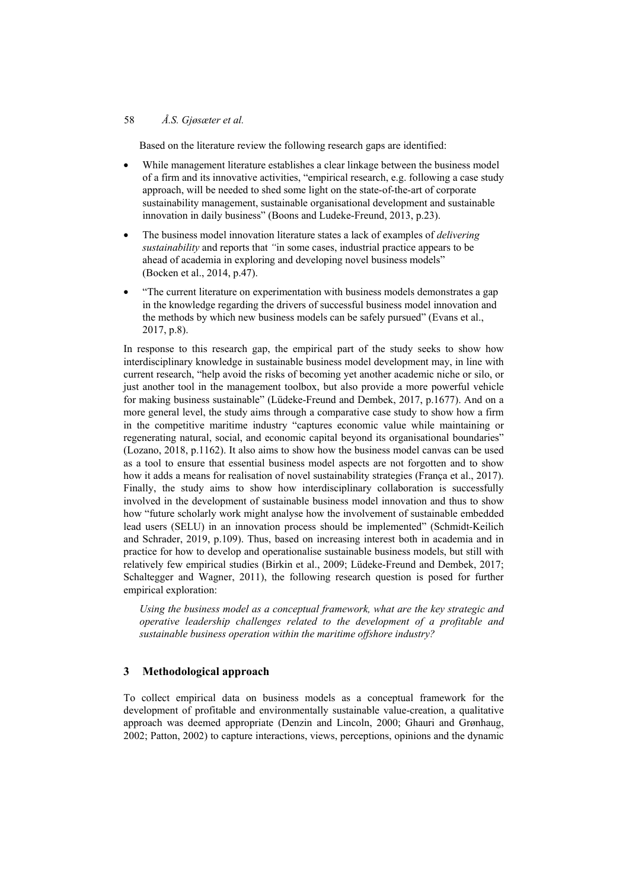Based on the literature review the following research gaps are identified:

- While management literature establishes a clear linkage between the business model of a firm and its innovative activities, "empirical research, e.g. following a case study approach, will be needed to shed some light on the state-of-the-art of corporate sustainability management, sustainable organisational development and sustainable innovation in daily business" (Boons and Ludeke-Freund, 2013, p.23).
- The business model innovation literature states a lack of examples of *delivering sustainability* and reports that "in some cases, industrial practice appears to be ahead of academia in exploring and developing novel business models" (Bocken et al., 2014, p.47).
- "The current literature on experimentation with business models demonstrates a gap in the knowledge regarding the drivers of successful business model innovation and the methods by which new business models can be safely pursued" (Evans et al., 2017, p.8).

In response to this research gap, the empirical part of the study seeks to show how interdisciplinary knowledge in sustainable business model development may, in line with current research, "help avoid the risks of becoming yet another academic niche or silo, or just another tool in the management toolbox, but also provide a more powerful vehicle for making business sustainable" (Lüdeke-Freund and Dembek, 2017, p.1677). And on a more general level, the study aims through a comparative case study to show how a firm in the competitive maritime industry "captures economic value while maintaining or regenerating natural, social, and economic capital beyond its organisational boundaries" (Lozano, 2018, p.1162). It also aims to show how the business model canvas can be used as a tool to ensure that essential business model aspects are not forgotten and to show how it adds a means for realisation of novel sustainability strategies (França et al., 2017). Finally, the study aims to show how interdisciplinary collaboration is successfully involved in the development of sustainable business model innovation and thus to show how "future scholarly work might analyse how the involvement of sustainable embedded lead users (SELU) in an innovation process should be implemented" (Schmidt-Keilich and Schrader, 2019, p.109). Thus, based on increasing interest both in academia and in practice for how to develop and operationalise sustainable business models, but still with relatively few empirical studies (Birkin et al., 2009; Lüdeke-Freund and Dembek, 2017; Schaltegger and Wagner, 2011), the following research question is posed for further empirical exploration:

> *Using the business model as a conceptual framework, what are the key strategic and operative leadership challenges related to the development of a profitable and sustainable business operation within the maritime offshore industry?*

## 3 Methodological approach

To collect empirical data on business models as a conceptual framework for the development of profitable and environmentally sustainable value-creation, a qualitative approach was deemed appropriate (Denzin and Lincoln, 2000; Ghauri and Grønhaug, 2002; Patton, 2002) to capture interactions, views, perceptions, opinions and the dynamic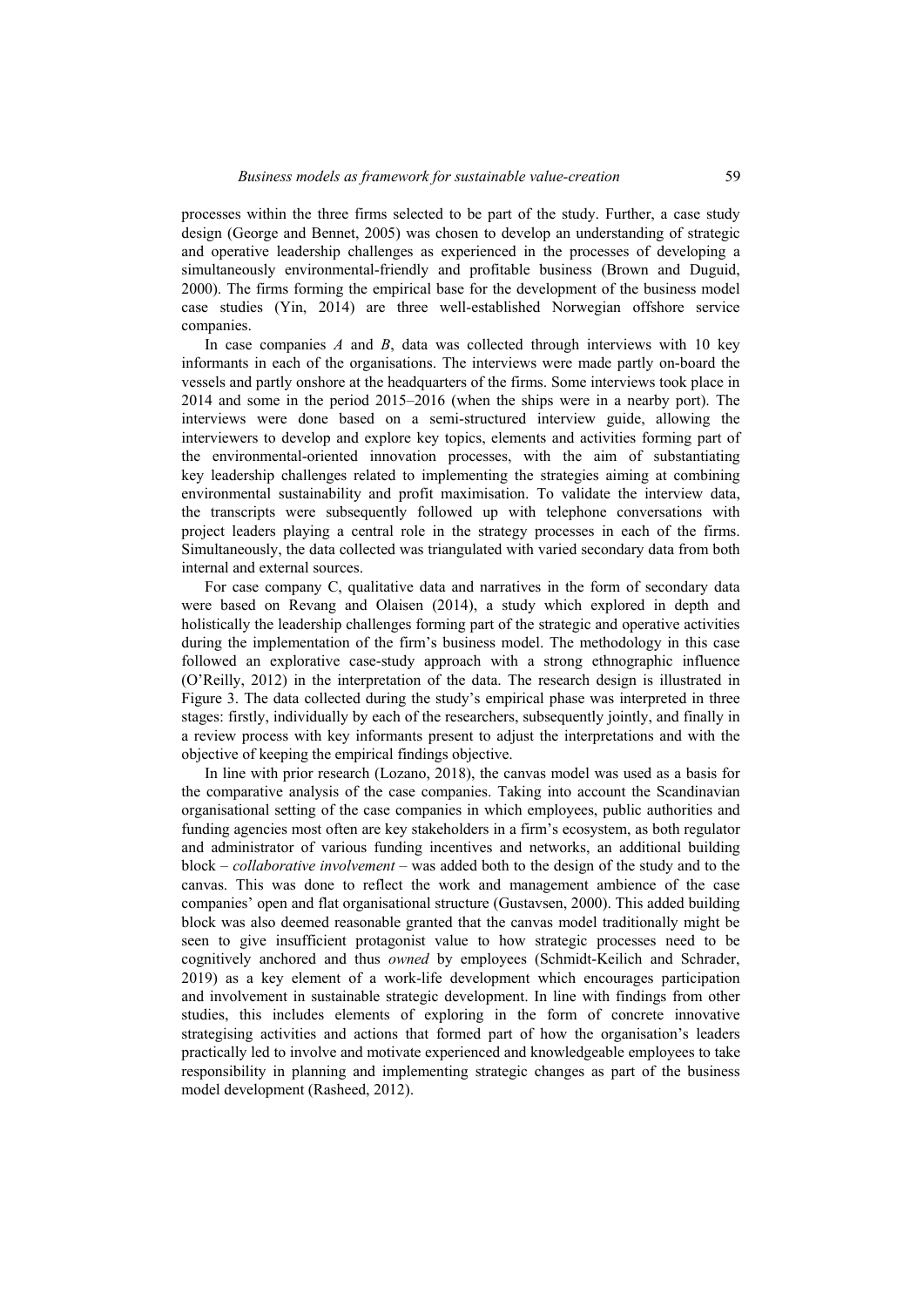processes within the three firms selected to be part of the study. Further, a case study design (George and Bennet, 2005) was chosen to develop an understanding of strategic and operative leadership challenges as experienced in the processes of developing a simultaneously environmental-friendly and profitable business (Brown and Duguid, 2000). The firms forming the empirical base for the development of the business model case studies (Yin, 2014) are three well-established Norwegian offshore service companies.

In case companies *A* and *B*, data was collected through interviews with 10 key informants in each of the organisations. The interviews were made partly on-board the vessels and partly onshore at the headquarters of the firms. Some interviews took place in 2014 and some in the period 2015–2016 (when the ships were in a nearby port). The interviews were done based on a semi-structured interview guide, allowing the interviewers to develop and explore key topics, elements and activities forming part of the environmental-oriented innovation processes, with the aim of substantiating key leadership challenges related to implementing the strategies aiming at combining environmental sustainability and profit maximisation. To validate the interview data, the transcripts were subsequently followed up with telephone conversations with project leaders playing a central role in the strategy processes in each of the firms. Simultaneously, the data collected was triangulated with varied secondary data from both internal and external sources.

For case company C, qualitative data and narratives in the form of secondary data were based on Revang and Olaisen (2014), a study which explored in depth and holistically the leadership challenges forming part of the strategic and operative activities during the implementation of the firm's business model. The methodology in this case followed an explorative case-study approach with a strong ethnographic influence (O'Reilly, 2012) in the interpretation of the data. The research design is illustrated in Figure 3. The data collected during the study's empirical phase was interpreted in three stages: firstly, individually by each of the researchers, subsequently jointly, and finally in a review process with key informants present to adjust the interpretations and with the objective of keeping the empirical findings objective.

In line with prior research (Lozano, 2018), the canvas model was used as a basis for the comparative analysis of the case companies. Taking into account the Scandinavian organisational setting of the case companies in which employees, public authorities and funding agencies most often are key stakeholders in a firm's ecosystem, as both regulator and administrator of various funding incentives and networks, an additional building block – *collaborative involvement* – was added both to the design of the study and to the canvas. This was done to reflect the work and management ambience of the case companies' open and flat organisational structure (Gustavsen, 2000). This added building block was also deemed reasonable granted that the canvas model traditionally might be seen to give insufficient protagonist value to how strategic processes need to be cognitively anchored and thus *owned* by employees (Schmidt-Keilich and Schrader, 2019) as a key element of a work-life development which encourages participation and involvement in sustainable strategic development. In line with findings from other studies, this includes elements of exploring in the form of concrete innovative strategising activities and actions that formed part of how the organisation's leaders practically led to involve and motivate experienced and knowledgeable employees to take responsibility in planning and implementing strategic changes as part of the business model development (Rasheed, 2012).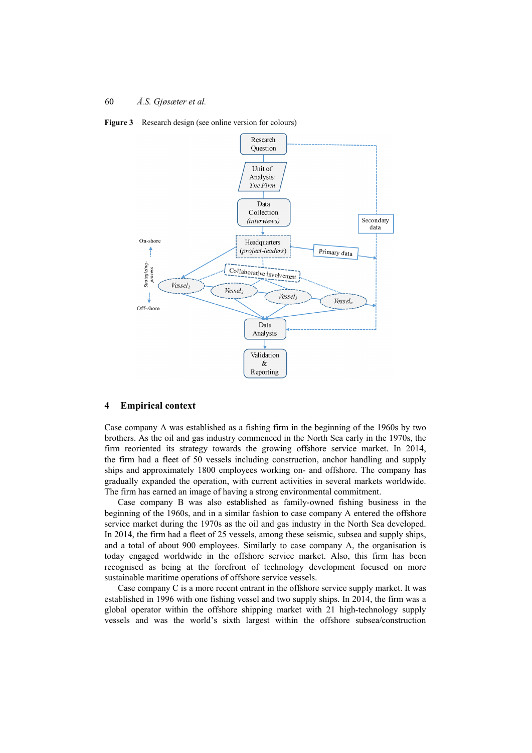Figure 3 Research design (see online version for colours)

## 4 Empirical context

Case company A was established as a fishing firm in the beginning of the 1960s by two brothers. As the oil and gas industry commenced in the North Sea early in the 1970s, the firm reoriented its strategy towards the growing offshore service market. In 2014, the firm had a fleet of 50 vessels including construction, anchor handling and supply ships and approximately 1800 employees working on- and offshore. The company has gradually expanded the operation, with current activities in several markets worldwide. The firm has earned an image of having a strong environmental commitment.

Case company B was also established as family-owned fishing business in the beginning of the 1960s, and in a similar fashion to case company A entered the offshore service market during the 1970s as the oil and gas industry in the North Sea developed. In 2014, the firm had a fleet of 25 vessels, among these seismic, subsea and supply ships, and a total of about 900 employees. Similarly to case company A, the organisation is today engaged worldwide in the offshore service market. Also, this firm has been recognised as being at the forefront of technology development focused on more sustainable maritime operations of offshore service vessels.

Case company C is a more recent entrant in the offshore service supply market. It was established in 1996 with one fishing vessel and two supply ships. In 2014, the firm was a global operator within the offshore shipping market with 21 high-technology supply vessels and was the world's sixth largest within the offshore subsea/construction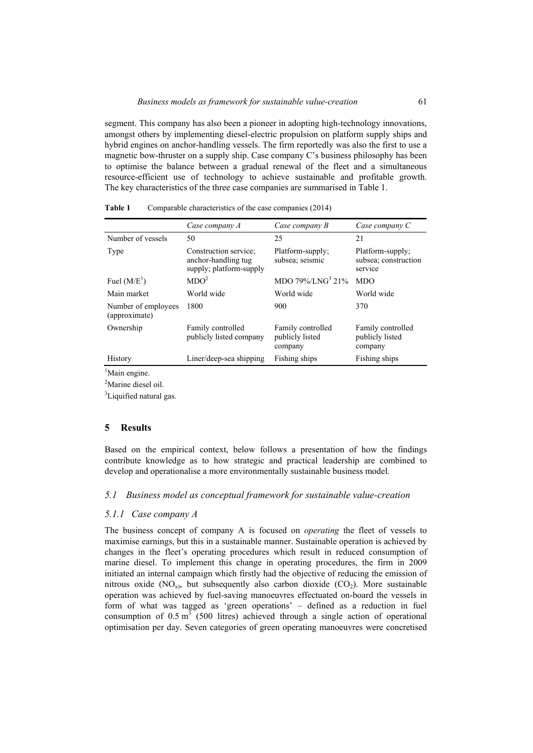segment. This company has also been a pioneer in adopting high-technology innovations, amongst others by implementing diesel-electric propulsion on platform supply ships and hybrid engines on anchor-handling vessels. The firm reportedly was also the first to use a magnetic bow-thruster on a supply ship. Case company C's business philosophy has been to optimise the balance between a gradual renewal of the fleet and a simultaneous resource-efficient use of technology to achieve sustainable and profitable growth. The key characteristics of the three case companies are summarised in Table 1.

**Table 1** Comparable characteristics of the case companies (2014)

| | *Case company A* | *Case company B* | *Case company C* |
|---|---|---|---|
| Number of vessels | 50 | 25 | 21 |
| Type | Construction service; anchor-handling tug supply; platform-supply | Platform-supply; subsea; seismic | Platform-supply; subsea; construction service |
| Fuel (M/E[1]) | MDO[2] | MDO 79%/LNG[3] 21% | MDO |
| Main market | World wide | World wide | World wide |
| Number of employees (approximate) | 1800 | 900 | 370 |
| Ownership | Family controlled publicly listed company | Family controlled publicly listed company | Family controlled publicly listed company |
| History | Liner/deep-sea shipping | Fishing ships | Fishing ships |

[1]Main engine.

[2]Marine diesel oil.

[3]Liquified natural gas.

## 5 Results

Based on the empirical context, below follows a presentation of how the findings contribute knowledge as to how strategic and practical leadership are combined to develop and operationalise a more environmentally sustainable business model.

### *5.1 Business model as conceptual framework for sustainable value-creation*

#### *5.1.1 Case company A*

The business concept of company A is focused on *operating* the fleet of vessels to maximise earnings, but this in a sustainable manner. Sustainable operation is achieved by changes in the fleet's operating procedures which result in reduced consumption of marine diesel. To implement this change in operating procedures, the firm in 2009 initiated an internal campaign which firstly had the objective of reducing the emission of nitrous oxide ($NO_x$), but subsequently also carbon dioxide ($CO_2$). More sustainable operation was achieved by fuel-saving manoeuvres effectuated on-board the vessels in form of what was tagged as 'green operations' – defined as a reduction in fuel consumption of $0.5 \text{ m}^3$ (500 litres) achieved through a single action of operational optimisation per day. Seven categories of green operating manoeuvres were concretised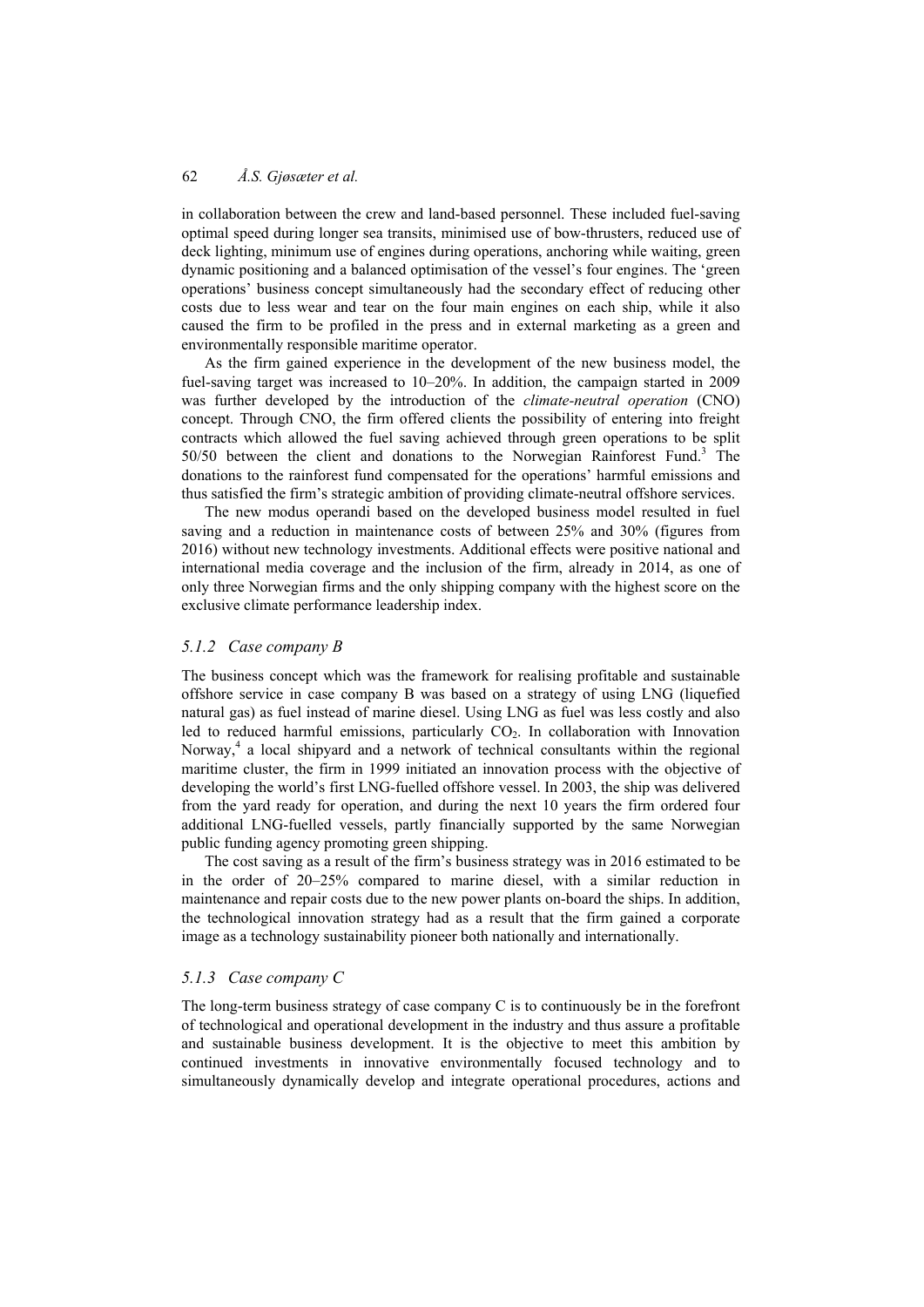in collaboration between the crew and land-based personnel. These included fuel-saving optimal speed during longer sea transits, minimised use of bow-thrusters, reduced use of deck lighting, minimum use of engines during operations, anchoring while waiting, green dynamic positioning and a balanced optimisation of the vessel's four engines. The 'green operations' business concept simultaneously had the secondary effect of reducing other costs due to less wear and tear on the four main engines on each ship, while it also caused the firm to be profiled in the press and in external marketing as a green and environmentally responsible maritime operator.

As the firm gained experience in the development of the new business model, the fuel-saving target was increased to 10–20%. In addition, the campaign started in 2009 was further developed by the introduction of the *climate-neutral operation* (CNO) concept. Through CNO, the firm offered clients the possibility of entering into freight contracts which allowed the fuel saving achieved through green operations to be split 50/50 between the client and donations to the Norwegian Rainforest Fund.[3] The donations to the rainforest fund compensated for the operations' harmful emissions and thus satisfied the firm's strategic ambition of providing climate-neutral offshore services.

The new modus operandi based on the developed business model resulted in fuel saving and a reduction in maintenance costs of between 25% and 30% (figures from 2016) without new technology investments. Additional effects were positive national and international media coverage and the inclusion of the firm, already in 2014, as one of only three Norwegian firms and the only shipping company with the highest score on the exclusive climate performance leadership index.

### *5.1.2 Case company B*

The business concept which was the framework for realising profitable and sustainable offshore service in case company B was based on a strategy of using LNG (liquefied natural gas) as fuel instead of marine diesel. Using LNG as fuel was less costly and also led to reduced harmful emissions, particularly $CO_2$. In collaboration with Innovation Norway,[4] a local shipyard and a network of technical consultants within the regional maritime cluster, the firm in 1999 initiated an innovation process with the objective of developing the world's first LNG-fuelled offshore vessel. In 2003, the ship was delivered from the yard ready for operation, and during the next 10 years the firm ordered four additional LNG-fuelled vessels, partly financially supported by the same Norwegian public funding agency promoting green shipping.

The cost saving as a result of the firm's business strategy was in 2016 estimated to be in the order of 20–25% compared to marine diesel, with a similar reduction in maintenance and repair costs due to the new power plants on-board the ships. In addition, the technological innovation strategy had as a result that the firm gained a corporate image as a technology sustainability pioneer both nationally and internationally.

### *5.1.3 Case company C*

The long-term business strategy of case company C is to continuously be in the forefront of technological and operational development in the industry and thus assure a profitable and sustainable business development. It is the objective to meet this ambition by continued investments in innovative environmentally focused technology and to simultaneously dynamically develop and integrate operational procedures, actions and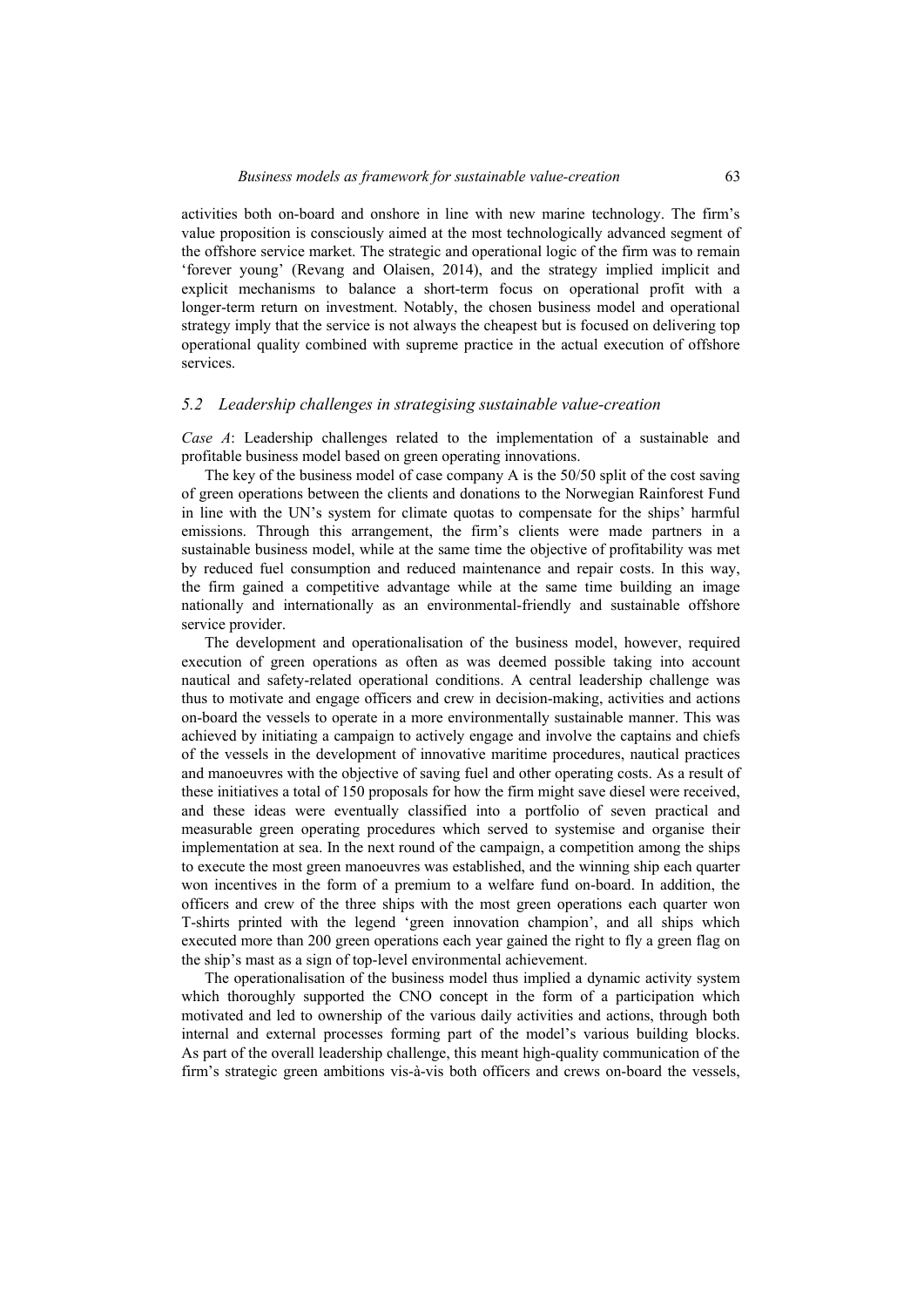activities both on-board and onshore in line with new marine technology. The firm's value proposition is consciously aimed at the most technologically advanced segment of the offshore service market. The strategic and operational logic of the firm was to remain 'forever young' (Revang and Olaisen, 2014), and the strategy implied implicit and explicit mechanisms to balance a short-term focus on operational profit with a longer-term return on investment. Notably, the chosen business model and operational strategy imply that the service is not always the cheapest but is focused on delivering top operational quality combined with supreme practice in the actual execution of offshore services.

### *5.2 Leadership challenges in strategising sustainable value-creation*

*Case A*: Leadership challenges related to the implementation of a sustainable and profitable business model based on green operating innovations.

The key of the business model of case company A is the 50/50 split of the cost saving of green operations between the clients and donations to the Norwegian Rainforest Fund in line with the UN's system for climate quotas to compensate for the ships' harmful emissions. Through this arrangement, the firm's clients were made partners in a sustainable business model, while at the same time the objective of profitability was met by reduced fuel consumption and reduced maintenance and repair costs. In this way, the firm gained a competitive advantage while at the same time building an image nationally and internationally as an environmental-friendly and sustainable offshore service provider.

The development and operationalisation of the business model, however, required execution of green operations as often as was deemed possible taking into account nautical and safety-related operational conditions. A central leadership challenge was thus to motivate and engage officers and crew in decision-making, activities and actions on-board the vessels to operate in a more environmentally sustainable manner. This was achieved by initiating a campaign to actively engage and involve the captains and chiefs of the vessels in the development of innovative maritime procedures, nautical practices and manoeuvres with the objective of saving fuel and other operating costs. As a result of these initiatives a total of 150 proposals for how the firm might save diesel were received, and these ideas were eventually classified into a portfolio of seven practical and measurable green operating procedures which served to systemise and organise their implementation at sea. In the next round of the campaign, a competition among the ships to execute the most green manoeuvres was established, and the winning ship each quarter won incentives in the form of a premium to a welfare fund on-board. In addition, the officers and crew of the three ships with the most green operations each quarter won T-shirts printed with the legend 'green innovation champion', and all ships which executed more than 200 green operations each year gained the right to fly a green flag on the ship's mast as a sign of top-level environmental achievement.

The operationalisation of the business model thus implied a dynamic activity system which thoroughly supported the CNO concept in the form of a participation which motivated and led to ownership of the various daily activities and actions, through both internal and external processes forming part of the model's various building blocks. As part of the overall leadership challenge, this meant high-quality communication of the firm's strategic green ambitions vis-à-vis both officers and crews on-board the vessels,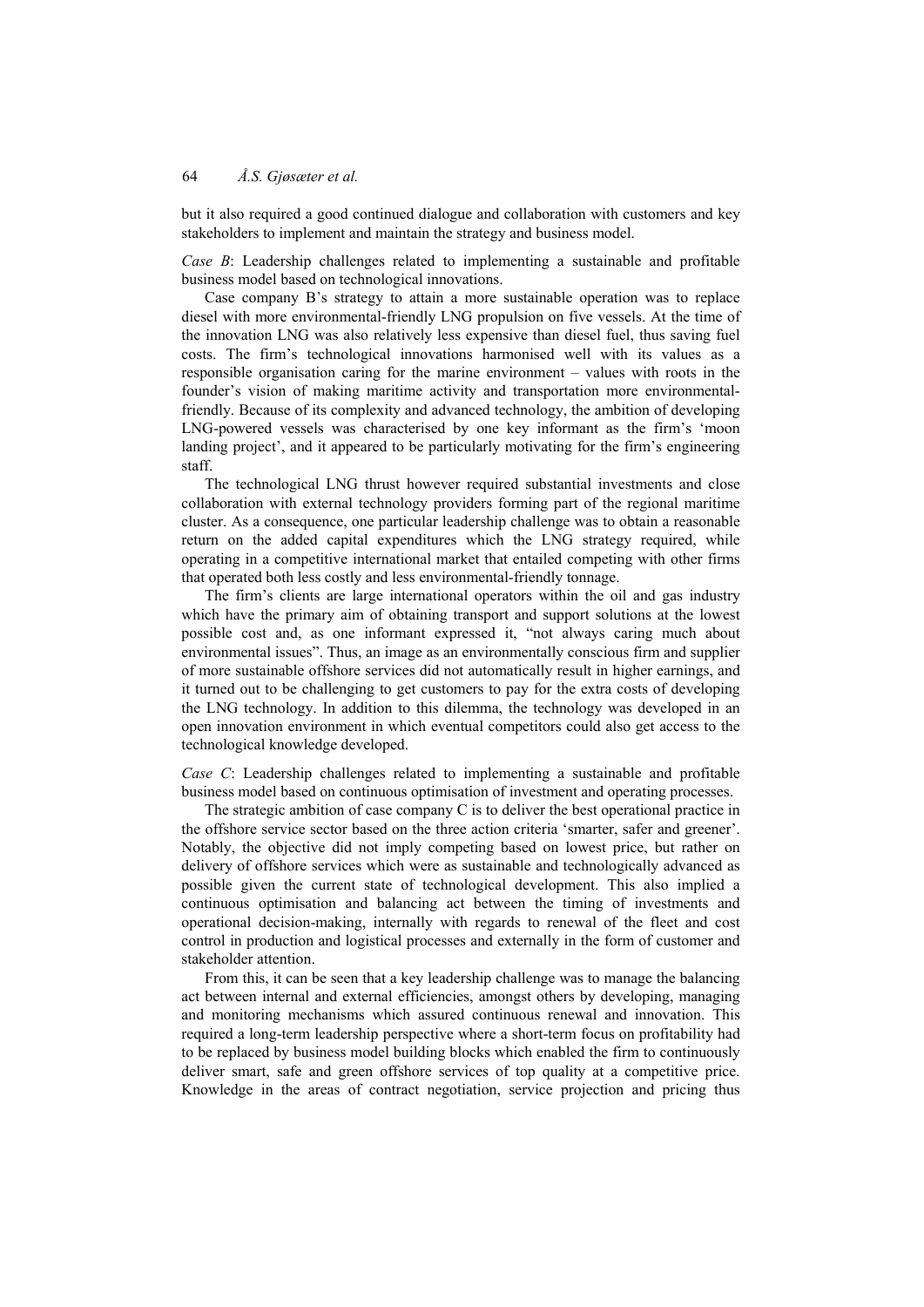but it also required a good continued dialogue and collaboration with customers and key stakeholders to implement and maintain the strategy and business model.

*Case B*: Leadership challenges related to implementing a sustainable and profitable business model based on technological innovations.

Case company B's strategy to attain a more sustainable operation was to replace diesel with more environmental-friendly LNG propulsion on five vessels. At the time of the innovation LNG was also relatively less expensive than diesel fuel, thus saving fuel costs. The firm's technological innovations harmonised well with its values as a responsible organisation caring for the marine environment – values with roots in the founder's vision of making maritime activity and transportation more environmental-friendly. Because of its complexity and advanced technology, the ambition of developing LNG-powered vessels was characterised by one key informant as the firm's 'moon landing project', and it appeared to be particularly motivating for the firm's engineering staff.

The technological LNG thrust however required substantial investments and close collaboration with external technology providers forming part of the regional maritime cluster. As a consequence, one particular leadership challenge was to obtain a reasonable return on the added capital expenditures which the LNG strategy required, while operating in a competitive international market that entailed competing with other firms that operated both less costly and less environmental-friendly tonnage.

The firm's clients are large international operators within the oil and gas industry which have the primary aim of obtaining transport and support solutions at the lowest possible cost and, as one informant expressed it, "not always caring much about environmental issues". Thus, an image as an environmentally conscious firm and supplier of more sustainable offshore services did not automatically result in higher earnings, and it turned out to be challenging to get customers to pay for the extra costs of developing the LNG technology. In addition to this dilemma, the technology was developed in an open innovation environment in which eventual competitors could also get access to the technological knowledge developed.

*Case C*: Leadership challenges related to implementing a sustainable and profitable business model based on continuous optimisation of investment and operating processes.

The strategic ambition of case company C is to deliver the best operational practice in the offshore service sector based on the three action criteria 'smarter, safer and greener'. Notably, the objective did not imply competing based on lowest price, but rather on delivery of offshore services which were as sustainable and technologically advanced as possible given the current state of technological development. This also implied a continuous optimisation and balancing act between the timing of investments and operational decision-making, internally with regards to renewal of the fleet and cost control in production and logistical processes and externally in the form of customer and stakeholder attention.

From this, it can be seen that a key leadership challenge was to manage the balancing act between internal and external efficiencies, amongst others by developing, managing and monitoring mechanisms which assured continuous renewal and innovation. This required a long-term leadership perspective where a short-term focus on profitability had to be replaced by business model building blocks which enabled the firm to continuously deliver smart, safe and green offshore services of top quality at a competitive price. Knowledge in the areas of contract negotiation, service projection and pricing thus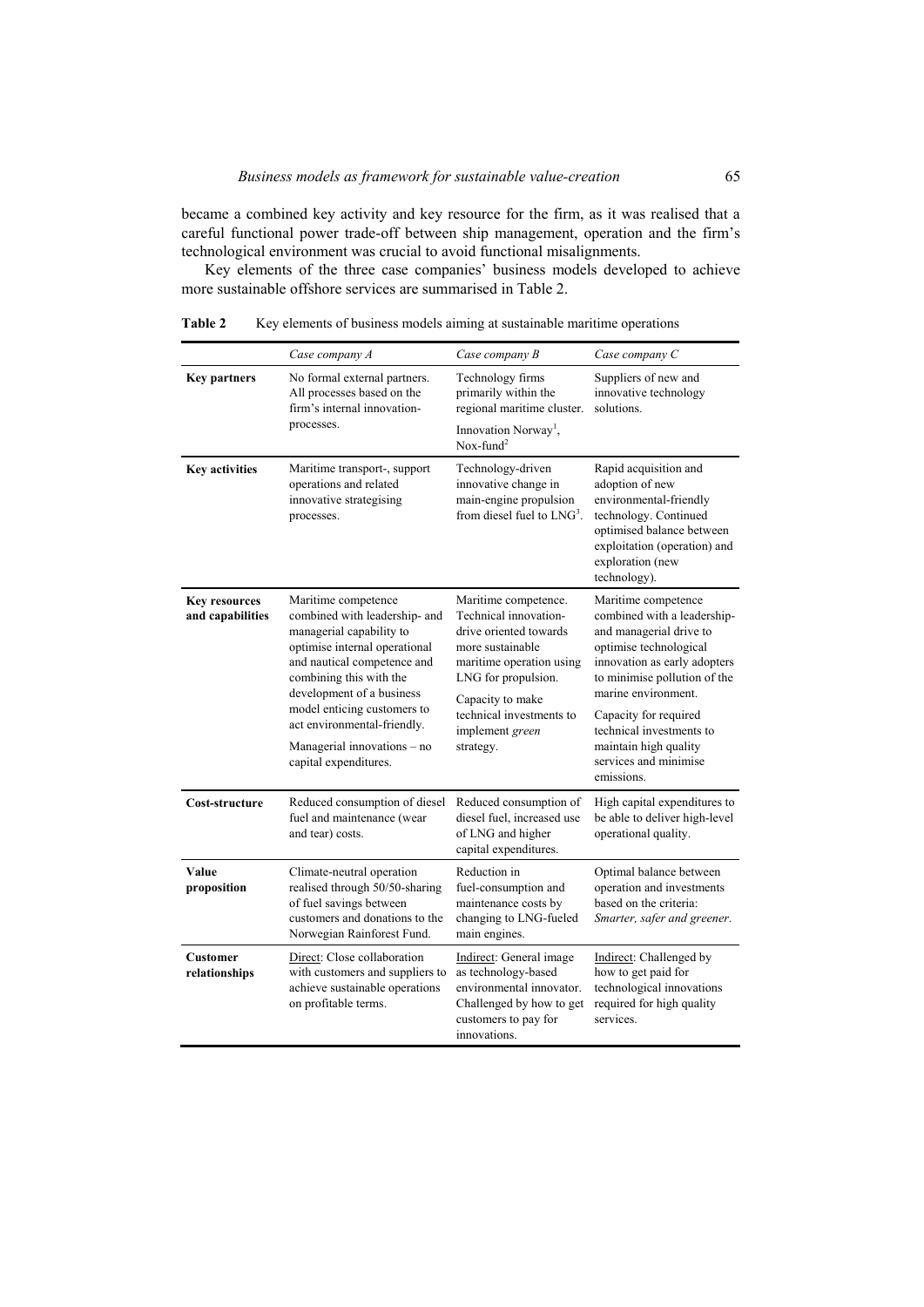became a combined key activity and key resource for the firm, as it was realised that a careful functional power trade-off between ship management, operation and the firm's technological environment was crucial to avoid functional misalignments.

Key elements of the three case companies' business models developed to achieve more sustainable offshore services are summarised in Table 2.

**Table 2** Key elements of business models aiming at sustainable maritime operations

| | *Case company A* | *Case company B* | *Case company C* |
|---|---|---|---|
| **Key partners** | No formal external partners. All processes based on the firm's internal innovation-processes. | Technology firms primarily within the regional maritime cluster. Innovation Norway[1], Nox-fund[2] | Suppliers of new and innovative technology solutions. |
| **Key activities** | Maritime transport-, support operations and related innovative strategising processes. | Technology-driven innovative change in main-engine propulsion from diesel fuel to LNG[3]. | Rapid acquisition and adoption of new environmental-friendly technology. Continued optimised balance between exploitation (operation) and exploration (new technology). |
| **Key resources and capabilities** | Maritime competence combined with leadership- and managerial capability to optimise internal operational and nautical competence and combining this with the development of a business model enticing customers to act environmental-friendly. Managerial innovations – no capital expenditures. | Maritime competence. Technical innovation-drive oriented towards more sustainable maritime operation using LNG for propulsion. Capacity to make technical investments to implement *green* strategy. | Maritime competence combined with a leadership- and managerial drive to optimise technological innovation as early adopters to minimise pollution of the marine environment. Capacity for required technical investments to maintain high quality services and minimise emissions. |
| **Cost-structure** | Reduced consumption of diesel fuel and maintenance (wear and tear) costs. | Reduced consumption of diesel fuel, increased use of LNG and higher capital expenditures. | High capital expenditures to be able to deliver high-level operational quality. |
| **Value proposition** | Climate-neutral operation realised through 50/50-sharing of fuel savings between customers and donations to the Norwegian Rainforest Fund. | Reduction in fuel-consumption and maintenance costs by changing to LNG-fueled main engines. | Optimal balance between operation and investments based on the criteria: *Smarter, safer and greener*. |
| **Customer relationships** | Direct: Close collaboration with customers and suppliers to achieve sustainable operations on profitable terms. | Indirect: General image as technology-based environmental innovator. Challenged by how to get customers to pay for innovations. | Indirect: Challenged by how to get paid for technological innovations required for high quality services. |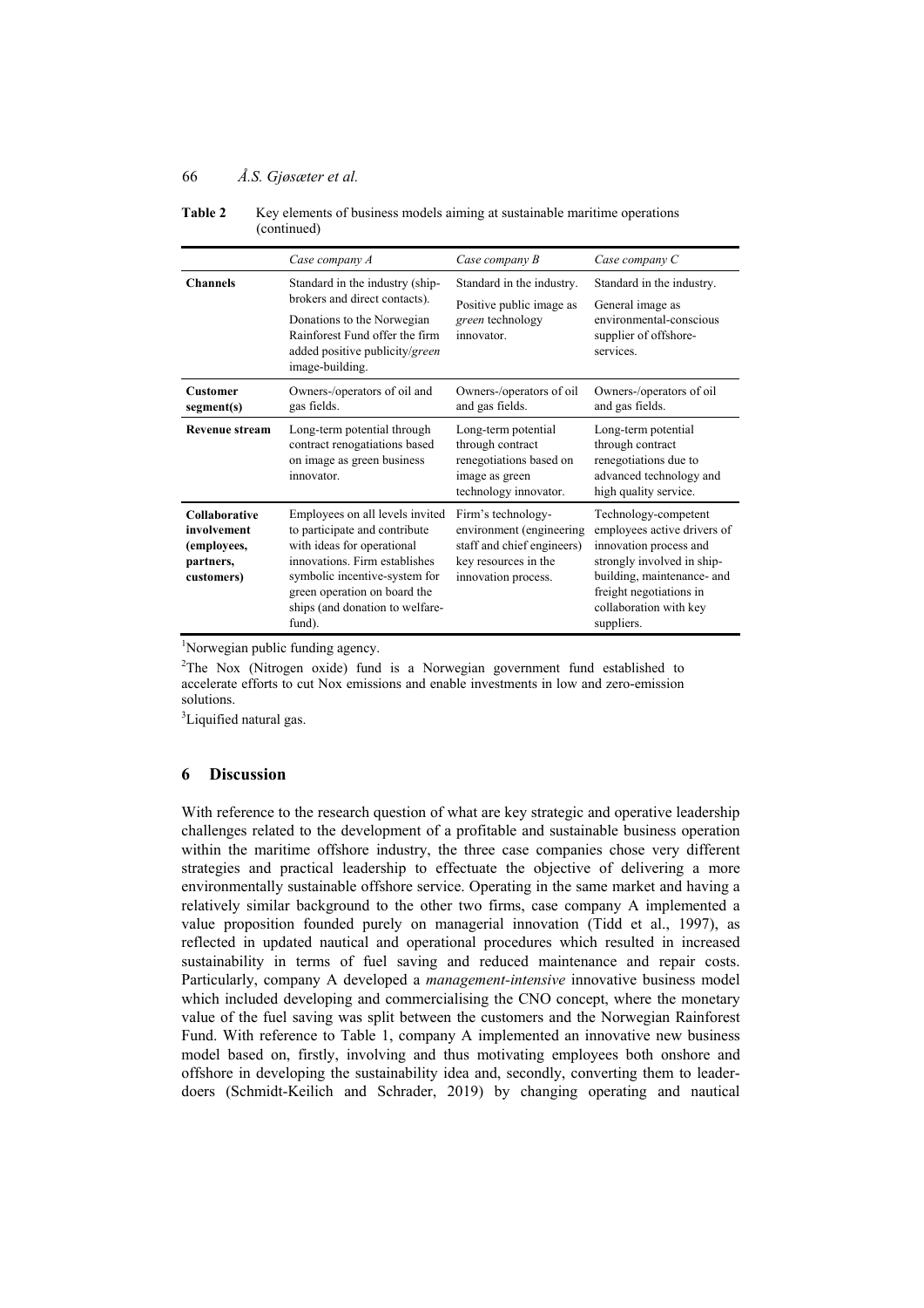**Table 2** Key elements of business models aiming at sustainable maritime operations (continued)

| | *Case company A* | *Case company B* | *Case company C* |
|---|---|---|---|
| **Channels** | Standard in the industry (ship-brokers and direct contacts). Donations to the Norwegian Rainforest Fund offer the firm added positive publicity/*green* image-building. | Standard in the industry. Positive public image as *green* technology innovator. | Standard in the industry. General image as environmental-conscious supplier of offshore-services. |
| **Customer segment(s)** | Owners-/operators of oil and gas fields. | Owners-/operators of oil and gas fields. | Owners-/operators of oil and gas fields. |
| **Revenue stream** | Long-term potential through contract renogatiations based on image as green business innovator. | Long-term potential through contract renegotiations based on image as green technology innovator. | Long-term potential through contract renegotiations due to advanced technology and high quality service. |
| **Collaborative involvement (employees, partners, customers)** | Employees on all levels invited to participate and contribute with ideas for operational innovations. Firm establishes symbolic incentive-system for green operation on board the ships (and donation to welfare-fund). | Firm's technology-environment (engineering staff and chief engineers) key resources in the innovation process. | Technology-competent employees active drivers of innovation process and strongly involved in ship-building, maintenance- and freight negotiations in collaboration with key suppliers. |

[1]Norwegian public funding agency.

[2]The Nox (Nitrogen oxide) fund is a Norwegian government fund established to accelerate efforts to cut Nox emissions and enable investments in low and zero-emission solutions.

[3]Liquified natural gas.

## 6 Discussion

With reference to the research question of what are key strategic and operative leadership challenges related to the development of a profitable and sustainable business operation within the maritime offshore industry, the three case companies chose very different strategies and practical leadership to effectuate the objective of delivering a more environmentally sustainable offshore service. Operating in the same market and having a relatively similar background to the other two firms, case company A implemented a value proposition founded purely on managerial innovation (Tidd et al., 1997), as reflected in updated nautical and operational procedures which resulted in increased sustainability in terms of fuel saving and reduced maintenance and repair costs. Particularly, company A developed a *management-intensive* innovative business model which included developing and commercialising the CNO concept, where the monetary value of the fuel saving was split between the customers and the Norwegian Rainforest Fund. With reference to Table 1, company A implemented an innovative new business model based on, firstly, involving and thus motivating employees both onshore and offshore in developing the sustainability idea and, secondly, converting them to leader-doers (Schmidt-Keilich and Schrader, 2019) by changing operating and nautical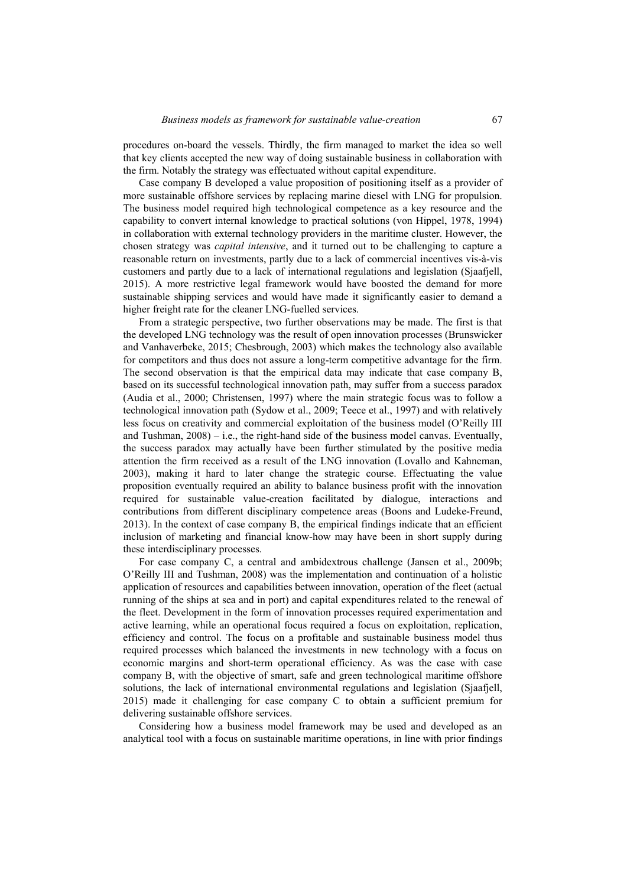procedures on-board the vessels. Thirdly, the firm managed to market the idea so well that key clients accepted the new way of doing sustainable business in collaboration with the firm. Notably the strategy was effectuated without capital expenditure.

Case company B developed a value proposition of positioning itself as a provider of more sustainable offshore services by replacing marine diesel with LNG for propulsion. The business model required high technological competence as a key resource and the capability to convert internal knowledge to practical solutions (von Hippel, 1978, 1994) in collaboration with external technology providers in the maritime cluster. However, the chosen strategy was *capital intensive*, and it turned out to be challenging to capture a reasonable return on investments, partly due to a lack of commercial incentives vis-à-vis customers and partly due to a lack of international regulations and legislation (Sjaafjell, 2015). A more restrictive legal framework would have boosted the demand for more sustainable shipping services and would have made it significantly easier to demand a higher freight rate for the cleaner LNG-fuelled services.

From a strategic perspective, two further observations may be made. The first is that the developed LNG technology was the result of open innovation processes (Brunswicker and Vanhaverbeke, 2015; Chesbrough, 2003) which makes the technology also available for competitors and thus does not assure a long-term competitive advantage for the firm. The second observation is that the empirical data may indicate that case company B, based on its successful technological innovation path, may suffer from a success paradox (Audia et al., 2000; Christensen, 1997) where the main strategic focus was to follow a technological innovation path (Sydow et al., 2009; Teece et al., 1997) and with relatively less focus on creativity and commercial exploitation of the business model (O'Reilly III and Tushman, 2008) – i.e., the right-hand side of the business model canvas. Eventually, the success paradox may actually have been further stimulated by the positive media attention the firm received as a result of the LNG innovation (Lovallo and Kahneman, 2003), making it hard to later change the strategic course. Effectuating the value proposition eventually required an ability to balance business profit with the innovation required for sustainable value-creation facilitated by dialogue, interactions and contributions from different disciplinary competence areas (Boons and Ludeke-Freund, 2013). In the context of case company B, the empirical findings indicate that an efficient inclusion of marketing and financial know-how may have been in short supply during these interdisciplinary processes.

For case company C, a central and ambidextrous challenge (Jansen et al., 2009b; O'Reilly III and Tushman, 2008) was the implementation and continuation of a holistic application of resources and capabilities between innovation, operation of the fleet (actual running of the ships at sea and in port) and capital expenditures related to the renewal of the fleet. Development in the form of innovation processes required experimentation and active learning, while an operational focus required a focus on exploitation, replication, efficiency and control. The focus on a profitable and sustainable business model thus required processes which balanced the investments in new technology with a focus on economic margins and short-term operational efficiency. As was the case with case company B, with the objective of smart, safe and green technological maritime offshore solutions, the lack of international environmental regulations and legislation (Sjaafjell, 2015) made it challenging for case company C to obtain a sufficient premium for delivering sustainable offshore services.

Considering how a business model framework may be used and developed as an analytical tool with a focus on sustainable maritime operations, in line with prior findings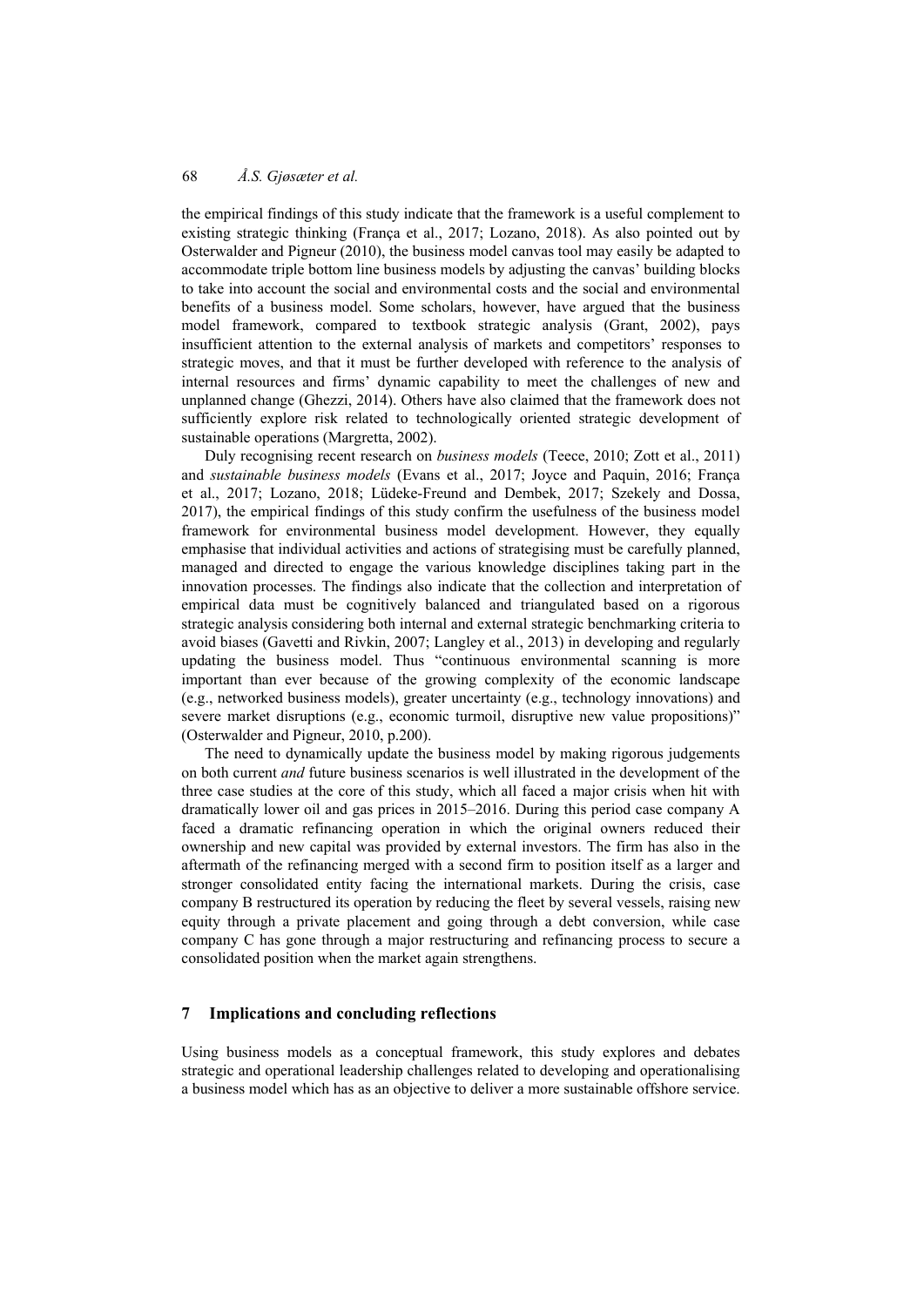the empirical findings of this study indicate that the framework is a useful complement to existing strategic thinking (França et al., 2017; Lozano, 2018). As also pointed out by Osterwalder and Pigneur (2010), the business model canvas tool may easily be adapted to accommodate triple bottom line business models by adjusting the canvas' building blocks to take into account the social and environmental costs and the social and environmental benefits of a business model. Some scholars, however, have argued that the business model framework, compared to textbook strategic analysis (Grant, 2002), pays insufficient attention to the external analysis of markets and competitors' responses to strategic moves, and that it must be further developed with reference to the analysis of internal resources and firms' dynamic capability to meet the challenges of new and unplanned change (Ghezzi, 2014). Others have also claimed that the framework does not sufficiently explore risk related to technologically oriented strategic development of sustainable operations (Margretta, 2002).

Duly recognising recent research on *business models* (Teece, 2010; Zott et al., 2011) and *sustainable business models* (Evans et al., 2017; Joyce and Paquin, 2016; França et al., 2017; Lozano, 2018; Lüdeke-Freund and Dembek, 2017; Szekely and Dossa, 2017), the empirical findings of this study confirm the usefulness of the business model framework for environmental business model development. However, they equally emphasise that individual activities and actions of strategising must be carefully planned, managed and directed to engage the various knowledge disciplines taking part in the innovation processes. The findings also indicate that the collection and interpretation of empirical data must be cognitively balanced and triangulated based on a rigorous strategic analysis considering both internal and external strategic benchmarking criteria to avoid biases (Gavetti and Rivkin, 2007; Langley et al., 2013) in developing and regularly updating the business model. Thus "continuous environmental scanning is more important than ever because of the growing complexity of the economic landscape (e.g., networked business models), greater uncertainty (e.g., technology innovations) and severe market disruptions (e.g., economic turmoil, disruptive new value propositions)" (Osterwalder and Pigneur, 2010, p.200).

The need to dynamically update the business model by making rigorous judgements on both current *and* future business scenarios is well illustrated in the development of the three case studies at the core of this study, which all faced a major crisis when hit with dramatically lower oil and gas prices in 2015–2016. During this period case company A faced a dramatic refinancing operation in which the original owners reduced their ownership and new capital was provided by external investors. The firm has also in the aftermath of the refinancing merged with a second firm to position itself as a larger and stronger consolidated entity facing the international markets. During the crisis, case company B restructured its operation by reducing the fleet by several vessels, raising new equity through a private placement and going through a debt conversion, while case company C has gone through a major restructuring and refinancing process to secure a consolidated position when the market again strengthens.

## 7 Implications and concluding reflections

Using business models as a conceptual framework, this study explores and debates strategic and operational leadership challenges related to developing and operationalising a business model which has as an objective to deliver a more sustainable offshore service.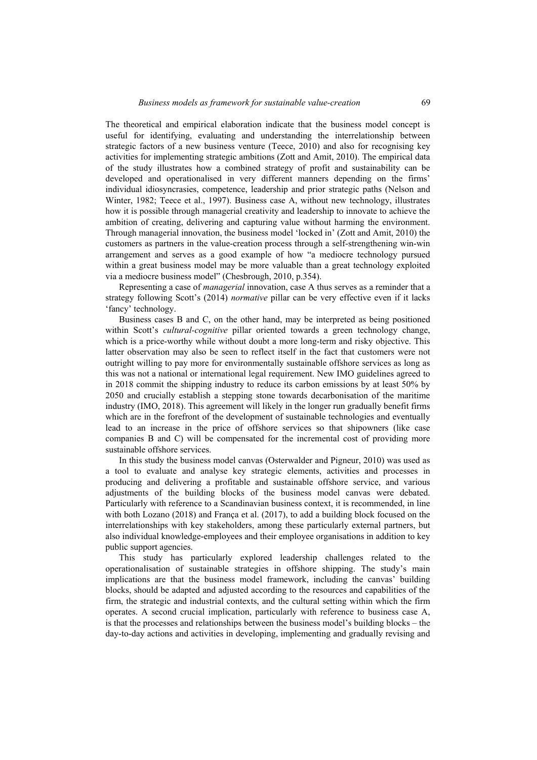The theoretical and empirical elaboration indicate that the business model concept is useful for identifying, evaluating and understanding the interrelationship between strategic factors of a new business venture (Teece, 2010) and also for recognising key activities for implementing strategic ambitions (Zott and Amit, 2010). The empirical data of the study illustrates how a combined strategy of profit and sustainability can be developed and operationalised in very different manners depending on the firms' individual idiosyncrasies, competence, leadership and prior strategic paths (Nelson and Winter, 1982; Teece et al., 1997). Business case A, without new technology, illustrates how it is possible through managerial creativity and leadership to innovate to achieve the ambition of creating, delivering and capturing value without harming the environment. Through managerial innovation, the business model 'locked in' (Zott and Amit, 2010) the customers as partners in the value-creation process through a self-strengthening win-win arrangement and serves as a good example of how "a mediocre technology pursued within a great business model may be more valuable than a great technology exploited via a mediocre business model" (Chesbrough, 2010, p.354).

Representing a case of *managerial* innovation, case A thus serves as a reminder that a strategy following Scott's (2014) *normative* pillar can be very effective even if it lacks 'fancy' technology.

Business cases B and C, on the other hand, may be interpreted as being positioned within Scott's *cultural-cognitive* pillar oriented towards a green technology change, which is a price-worthy while without doubt a more long-term and risky objective. This latter observation may also be seen to reflect itself in the fact that customers were not outright willing to pay more for environmentally sustainable offshore services as long as this was not a national or international legal requirement. New IMO guidelines agreed to in 2018 commit the shipping industry to reduce its carbon emissions by at least 50% by 2050 and crucially establish a stepping stone towards decarbonisation of the maritime industry (IMO, 2018). This agreement will likely in the longer run gradually benefit firms which are in the forefront of the development of sustainable technologies and eventually lead to an increase in the price of offshore services so that shipowners (like case companies B and C) will be compensated for the incremental cost of providing more sustainable offshore services.

In this study the business model canvas (Osterwalder and Pigneur, 2010) was used as a tool to evaluate and analyse key strategic elements, activities and processes in producing and delivering a profitable and sustainable offshore service, and various adjustments of the building blocks of the business model canvas were debated. Particularly with reference to a Scandinavian business context, it is recommended, in line with both Lozano (2018) and França et al. (2017), to add a building block focused on the interrelationships with key stakeholders, among these particularly external partners, but also individual knowledge-employees and their employee organisations in addition to key public support agencies.

This study has particularly explored leadership challenges related to the operationalisation of sustainable strategies in offshore shipping. The study's main implications are that the business model framework, including the canvas' building blocks, should be adapted and adjusted according to the resources and capabilities of the firm, the strategic and industrial contexts, and the cultural setting within which the firm operates. A second crucial implication, particularly with reference to business case A, is that the processes and relationships between the business model's building blocks – the day-to-day actions and activities in developing, implementing and gradually revising and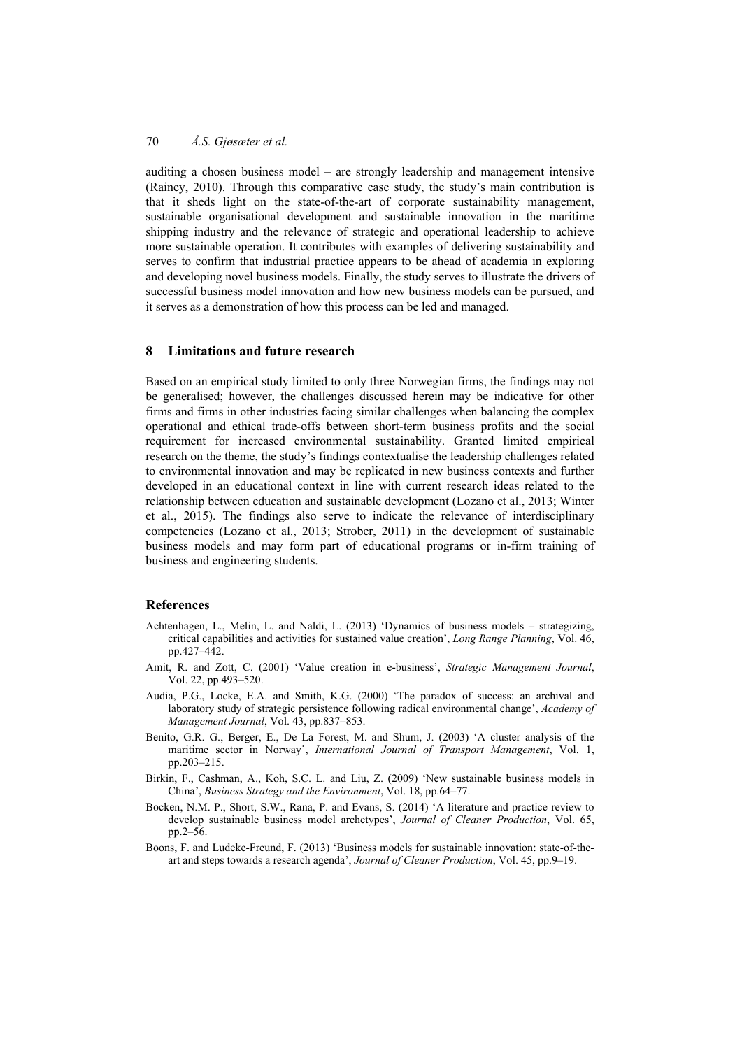auditing a chosen business model – are strongly leadership and management intensive (Rainey, 2010). Through this comparative case study, the study's main contribution is that it sheds light on the state-of-the-art of corporate sustainability management, sustainable organisational development and sustainable innovation in the maritime shipping industry and the relevance of strategic and operational leadership to achieve more sustainable operation. It contributes with examples of delivering sustainability and serves to confirm that industrial practice appears to be ahead of academia in exploring and developing novel business models. Finally, the study serves to illustrate the drivers of successful business model innovation and how new business models can be pursued, and it serves as a demonstration of how this process can be led and managed.

## 8 Limitations and future research

Based on an empirical study limited to only three Norwegian firms, the findings may not be generalised; however, the challenges discussed herein may be indicative for other firms and firms in other industries facing similar challenges when balancing the complex operational and ethical trade-offs between short-term business profits and the social requirement for increased environmental sustainability. Granted limited empirical research on the theme, the study's findings contextualise the leadership challenges related to environmental innovation and may be replicated in new business contexts and further developed in an educational context in line with current research ideas related to the relationship between education and sustainable development (Lozano et al., 2013; Winter et al., 2015). The findings also serve to indicate the relevance of interdisciplinary competencies (Lozano et al., 2013; Strober, 2011) in the development of sustainable business models and may form part of educational programs or in-firm training of business and engineering students.

## References

- Achtenhagen, L., Melin, L. and Naldi, L. (2013) 'Dynamics of business models – strategizing, critical capabilities and activities for sustained value creation', *Long Range Planning*, Vol. 46, pp.427–442.
- Amit, R. and Zott, C. (2001) 'Value creation in e-business', *Strategic Management Journal*, Vol. 22, pp.493–520.
- Audia, P.G., Locke, E.A. and Smith, K.G. (2000) 'The paradox of success: an archival and laboratory study of strategic persistence following radical environmental change', *Academy of Management Journal*, Vol. 43, pp.837–853.
- Benito, G.R. G., Berger, E., De La Forest, M. and Shum, J. (2003) 'A cluster analysis of the maritime sector in Norway', *International Journal of Transport Management*, Vol. 1, pp.203–215.
- Birkin, F., Cashman, A., Koh, S.C. L. and Liu, Z. (2009) 'New sustainable business models in China', *Business Strategy and the Environment*, Vol. 18, pp.64–77.
- Bocken, N.M. P., Short, S.W., Rana, P. and Evans, S. (2014) 'A literature and practice review to develop sustainable business model archetypes', *Journal of Cleaner Production*, Vol. 65, pp.2–56.
- Boons, F. and Ludeke-Freund, F. (2013) 'Business models for sustainable innovation: state-of-the-art and steps towards a research agenda', *Journal of Cleaner Production*, Vol. 45, pp.9–19.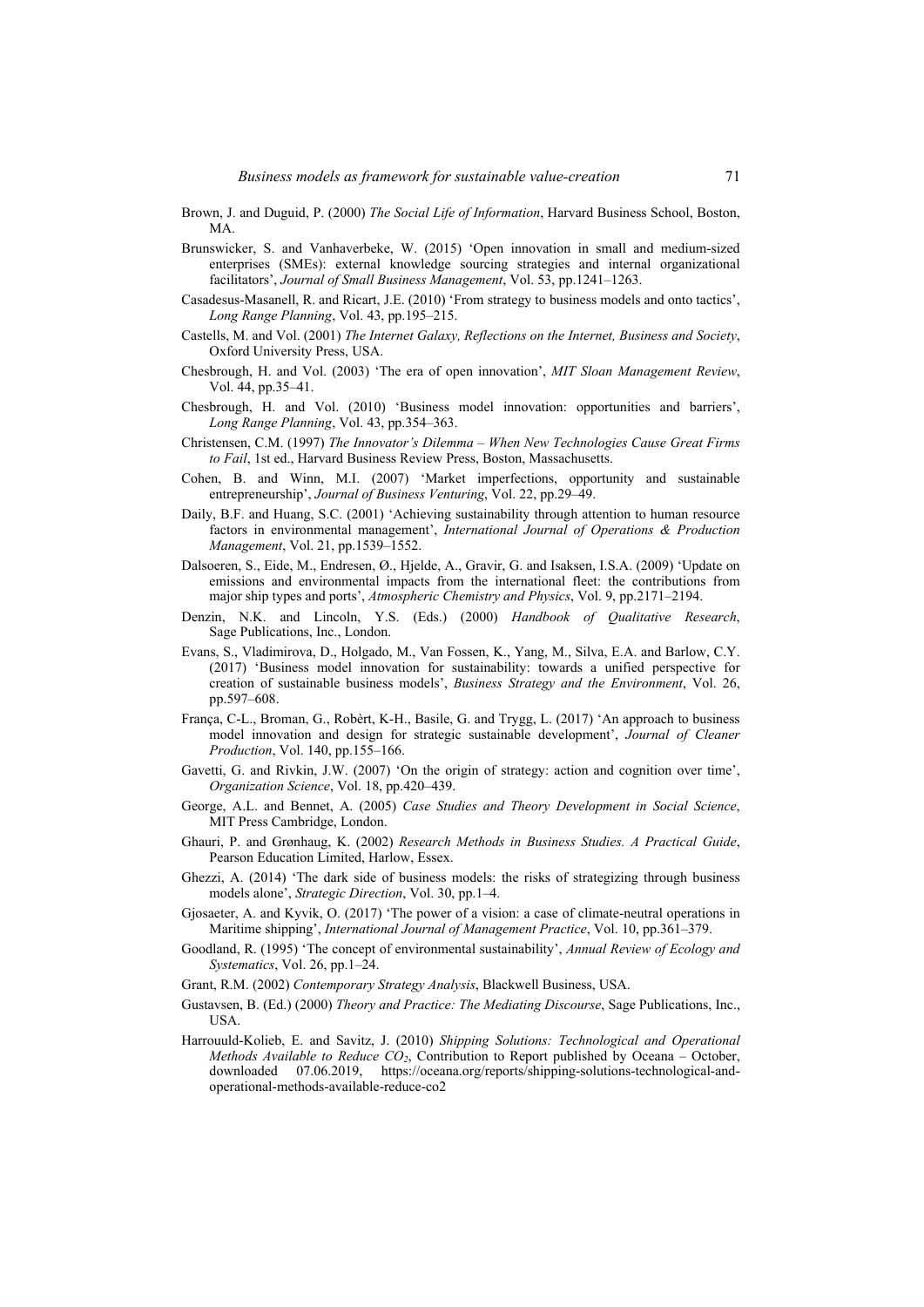Brown, J. and Duguid, P. (2000) *The Social Life of Information*, Harvard Business School, Boston, MA.

Brunswicker, S. and Vanhaverbeke, W. (2015) 'Open innovation in small and medium-sized enterprises (SMEs): external knowledge sourcing strategies and internal organizational facilitators', *Journal of Small Business Management*, Vol. 53, pp.1241–1263.

Casadesus-Masanell, R. and Ricart, J.E. (2010) 'From strategy to business models and onto tactics', *Long Range Planning*, Vol. 43, pp.195–215.

Castells, M. and Vol. (2001) *The Internet Galaxy, Reflections on the Internet, Business and Society*, Oxford University Press, USA.

Chesbrough, H. and Vol. (2003) 'The era of open innovation', *MIT Sloan Management Review*, Vol. 44, pp.35–41.

Chesbrough, H. and Vol. (2010) 'Business model innovation: opportunities and barriers', *Long Range Planning*, Vol. 43, pp.354–363.

Christensen, C.M. (1997) *The Innovator's Dilemma – When New Technologies Cause Great Firms to Fail*, 1st ed., Harvard Business Review Press, Boston, Massachusetts.

Cohen, B. and Winn, M.I. (2007) 'Market imperfections, opportunity and sustainable entrepreneurship', *Journal of Business Venturing*, Vol. 22, pp.29–49.

Daily, B.F. and Huang, S.C. (2001) 'Achieving sustainability through attention to human resource factors in environmental management', *International Journal of Operations & Production Management*, Vol. 21, pp.1539–1552.

Dalsoeren, S., Eide, M., Endresen, Ø., Hjelde, A., Gravir, G. and Isaksen, I.S.A. (2009) 'Update on emissions and environmental impacts from the international fleet: the contributions from major ship types and ports', *Atmospheric Chemistry and Physics*, Vol. 9, pp.2171–2194.

Denzin, N.K. and Lincoln, Y.S. (Eds.) (2000) *Handbook of Qualitative Research*, Sage Publications, Inc., London.

Evans, S., Vladimirova, D., Holgado, M., Van Fossen, K., Yang, M., Silva, E.A. and Barlow, C.Y. (2017) 'Business model innovation for sustainability: towards a unified perspective for creation of sustainable business models', *Business Strategy and the Environment*, Vol. 26, pp.597–608.

França, C-L., Broman, G., Robèrt, K-H., Basile, G. and Trygg, L. (2017) 'An approach to business model innovation and design for strategic sustainable development', *Journal of Cleaner Production*, Vol. 140, pp.155–166.

Gavetti, G. and Rivkin, J.W. (2007) 'On the origin of strategy: action and cognition over time', *Organization Science*, Vol. 18, pp.420–439.

George, A.L. and Bennet, A. (2005) *Case Studies and Theory Development in Social Science*, MIT Press Cambridge, London.

Ghauri, P. and Grønhaug, K. (2002) *Research Methods in Business Studies. A Practical Guide*, Pearson Education Limited, Harlow, Essex.

Ghezzi, A. (2014) 'The dark side of business models: the risks of strategizing through business models alone', *Strategic Direction*, Vol. 30, pp.1–4.

Gjosaeter, A. and Kyvik, O. (2017) 'The power of a vision: a case of climate-neutral operations in Maritime shipping', *International Journal of Management Practice*, Vol. 10, pp.361–379.

Goodland, R. (1995) 'The concept of environmental sustainability', *Annual Review of Ecology and Systematics*, Vol. 26, pp.1–24.

Grant, R.M. (2002) *Contemporary Strategy Analysis*, Blackwell Business, USA.

Gustavsen, B. (Ed.) (2000) *Theory and Practice: The Mediating Discourse*, Sage Publications, Inc., USA.

Harrouuld-Kolieb, E. and Savitz, J. (2010) *Shipping Solutions: Technological and Operational Methods Available to Reduce $CO_2$*, Contribution to Report published by Oceana – October, downloaded 07.06.2019, https://oceana.org/reports/shipping-solutions-technological-and-operational-methods-available-reduce-co2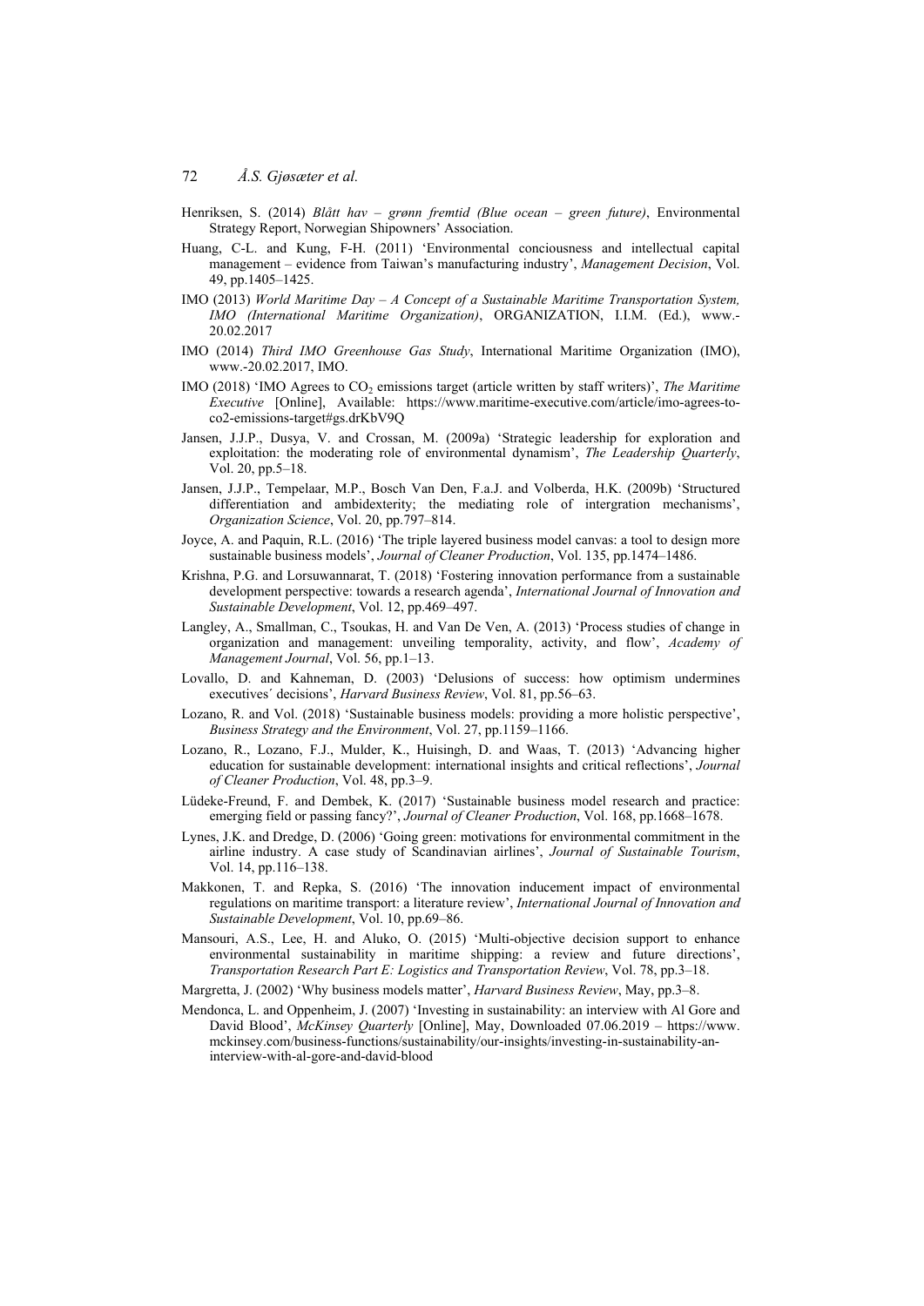Henriksen, S. (2014) *Blått hav – grønn fremtid (Blue ocean – green future)*, Environmental Strategy Report, Norwegian Shipowners' Association.

Huang, C-L. and Kung, F-H. (2011) 'Environmental conciousness and intellectual capital management – evidence from Taiwan's manufacturing industry', *Management Decision*, Vol. 49, pp.1405–1425.

IMO (2013) *World Maritime Day – A Concept of a Sustainable Maritime Transportation System, IMO (International Maritime Organization)*, ORGANIZATION, I.I.M. (Ed.), www.-20.02.2017

IMO (2014) *Third IMO Greenhouse Gas Study*, International Maritime Organization (IMO), www.-20.02.2017, IMO.

IMO (2018) 'IMO Agrees to $CO_2$ emissions target (article written by staff writers)', *The Maritime Executive* [Online], Available: https://www.maritime-executive.com/article/imo-agrees-to-co2-emissions-target#gs.drKbV9Q

Jansen, J.J.P., Dusya, V. and Crossan, M. (2009a) 'Strategic leadership for exploration and exploitation: the moderating role of environmental dynamism', *The Leadership Quarterly*, Vol. 20, pp.5–18.

Jansen, J.J.P., Tempelaar, M.P., Bosch Van Den, F.a.J. and Volberda, H.K. (2009b) 'Structured differentiation and ambidexterity; the mediating role of intergration mechanisms', *Organization Science*, Vol. 20, pp.797–814.

Joyce, A. and Paquin, R.L. (2016) 'The triple layered business model canvas: a tool to design more sustainable business models', *Journal of Cleaner Production*, Vol. 135, pp.1474–1486.

Krishna, P.G. and Lorsuwannarat, T. (2018) 'Fostering innovation performance from a sustainable development perspective: towards a research agenda', *International Journal of Innovation and Sustainable Development*, Vol. 12, pp.469–497.

Langley, A., Smallman, C., Tsoukas, H. and Van De Ven, A. (2013) 'Process studies of change in organization and management: unveiling temporality, activity, and flow', *Academy of Management Journal*, Vol. 56, pp.1–13.

Lovallo, D. and Kahneman, D. (2003) 'Delusions of success: how optimism undermines executives´ decisions', *Harvard Business Review*, Vol. 81, pp.56–63.

Lozano, R. and Vol. (2018) 'Sustainable business models: providing a more holistic perspective', *Business Strategy and the Environment*, Vol. 27, pp.1159–1166.

Lozano, R., Lozano, F.J., Mulder, K., Huisingh, D. and Waas, T. (2013) 'Advancing higher education for sustainable development: international insights and critical reflections', *Journal of Cleaner Production*, Vol. 48, pp.3–9.

Lüdeke-Freund, F. and Dembek, K. (2017) 'Sustainable business model research and practice: emerging field or passing fancy?', *Journal of Cleaner Production*, Vol. 168, pp.1668–1678.

Lynes, J.K. and Dredge, D. (2006) 'Going green: motivations for environmental commitment in the airline industry. A case study of Scandinavian airlines', *Journal of Sustainable Tourism*, Vol. 14, pp.116–138.

Makkonen, T. and Repka, S. (2016) 'The innovation inducement impact of environmental regulations on maritime transport: a literature review', *International Journal of Innovation and Sustainable Development*, Vol. 10, pp.69–86.

Mansouri, A.S., Lee, H. and Aluko, O. (2015) 'Multi-objective decision support to enhance environmental sustainability in maritime shipping: a review and future directions', *Transportation Research Part E: Logistics and Transportation Review*, Vol. 78, pp.3–18.

Margretta, J. (2002) 'Why business models matter', *Harvard Business Review*, May, pp.3–8.

Mendonca, L. and Oppenheim, J. (2007) 'Investing in sustainability: an interview with Al Gore and David Blood', *McKinsey Quarterly* [Online], May, Downloaded 07.06.2019 – https://www.mckinsey.com/business-functions/sustainability/our-insights/investing-in-sustainability-an-interview-with-al-gore-and-david-blood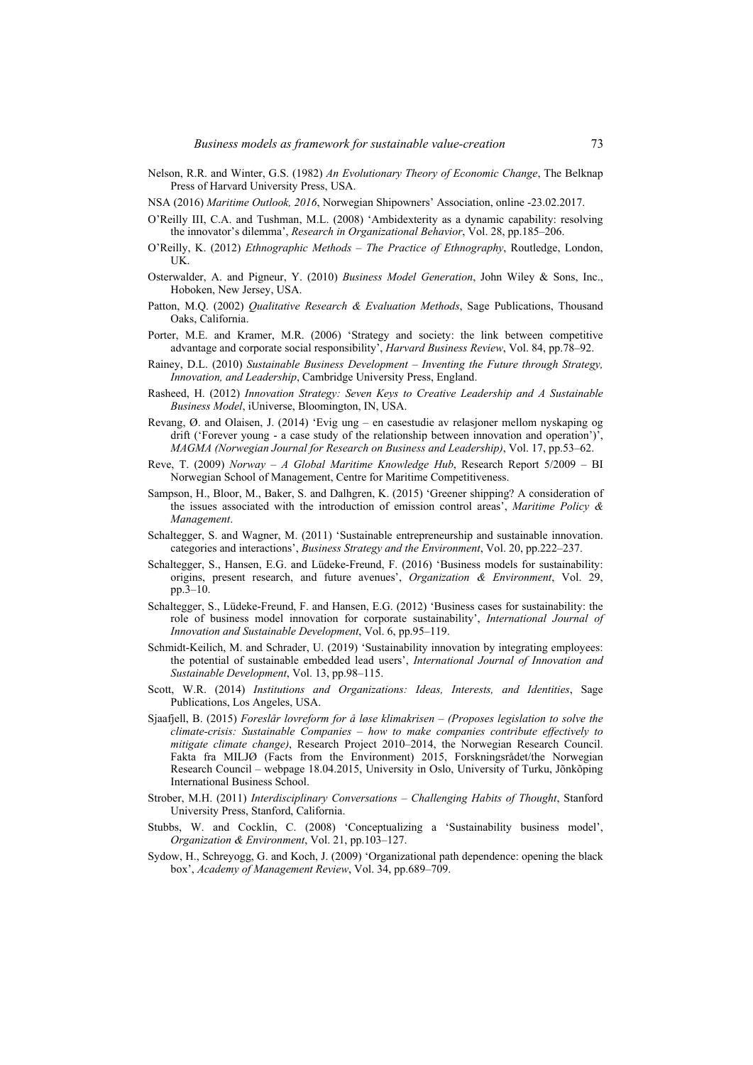Nelson, R.R. and Winter, G.S. (1982) *An Evolutionary Theory of Economic Change*, The Belknap Press of Harvard University Press, USA.

NSA (2016) *Maritime Outlook, 2016*, Norwegian Shipowners' Association, online -23.02.2017.

O'Reilly III, C.A. and Tushman, M.L. (2008) 'Ambidexterity as a dynamic capability: resolving the innovator's dilemma', *Research in Organizational Behavior*, Vol. 28, pp.185–206.

O'Reilly, K. (2012) *Ethnographic Methods – The Practice of Ethnography*, Routledge, London, UK.

Osterwalder, A. and Pigneur, Y. (2010) *Business Model Generation*, John Wiley & Sons, Inc., Hoboken, New Jersey, USA.

Patton, M.Q. (2002) *Qualitative Research & Evaluation Methods*, Sage Publications, Thousand Oaks, California.

Porter, M.E. and Kramer, M.R. (2006) 'Strategy and society: the link between competitive advantage and corporate social responsibility', *Harvard Business Review*, Vol. 84, pp.78–92.

Rainey, D.L. (2010) *Sustainable Business Development – Inventing the Future through Strategy, Innovation, and Leadership*, Cambridge University Press, England.

Rasheed, H. (2012) *Innovation Strategy: Seven Keys to Creative Leadership and A Sustainable Business Model*, iUniverse, Bloomington, IN, USA.

Revang, Ø. and Olaisen, J. (2014) 'Evig ung – en casestudie av relasjoner mellom nyskaping og drift ('Forever young - a case study of the relationship between innovation and operation')', *MAGMA (Norwegian Journal for Research on Business and Leadership)*, Vol. 17, pp.53–62.

Reve, T. (2009) *Norway – A Global Maritime Knowledge Hub*, Research Report 5/2009 – BI Norwegian School of Management, Centre for Maritime Competitiveness.

Sampson, H., Bloor, M., Baker, S. and Dalhgren, K. (2015) 'Greener shipping? A consideration of the issues associated with the introduction of emission control areas', *Maritime Policy & Management*.

Schaltegger, S. and Wagner, M. (2011) 'Sustainable entrepreneurship and sustainable innovation. categories and interactions', *Business Strategy and the Environment*, Vol. 20, pp.222–237.

Schaltegger, S., Hansen, E.G. and Lüdeke-Freund, F. (2016) 'Business models for sustainability: origins, present research, and future avenues', *Organization & Environment*, Vol. 29, pp.3–10.

Schaltegger, S., Lüdeke-Freund, F. and Hansen, E.G. (2012) 'Business cases for sustainability: the role of business model innovation for corporate sustainability', *International Journal of Innovation and Sustainable Development*, Vol. 6, pp.95–119.

Schmidt-Keilich, M. and Schrader, U. (2019) 'Sustainability innovation by integrating employees: the potential of sustainable embedded lead users', *International Journal of Innovation and Sustainable Development*, Vol. 13, pp.98–115.

Scott, W.R. (2014) *Institutions and Organizations: Ideas, Interests, and Identities*, Sage Publications, Los Angeles, USA.

Sjaafjell, B. (2015) *Foreslår lovreform for å løse klimakrisen – (Proposes legislation to solve the climate-crisis: Sustainable Companies – how to make companies contribute effectively to mitigate climate change)*, Research Project 2010–2014, the Norwegian Research Council. Fakta fra MILJØ (Facts from the Environment) 2015, Forskningsrådet/the Norwegian Research Council – webpage 18.04.2015, University in Oslo, University of Turku, Jönköping International Business School.

Strober, M.H. (2011) *Interdisciplinary Conversations – Challenging Habits of Thought*, Stanford University Press, Stanford, California.

Stubbs, W. and Cocklin, C. (2008) 'Conceptualizing a 'Sustainability business model', *Organization & Environment*, Vol. 21, pp.103–127.

Sydow, H., Schreyogg, G. and Koch, J. (2009) 'Organizational path dependence: opening the black box', *Academy of Management Review*, Vol. 34, pp.689–709.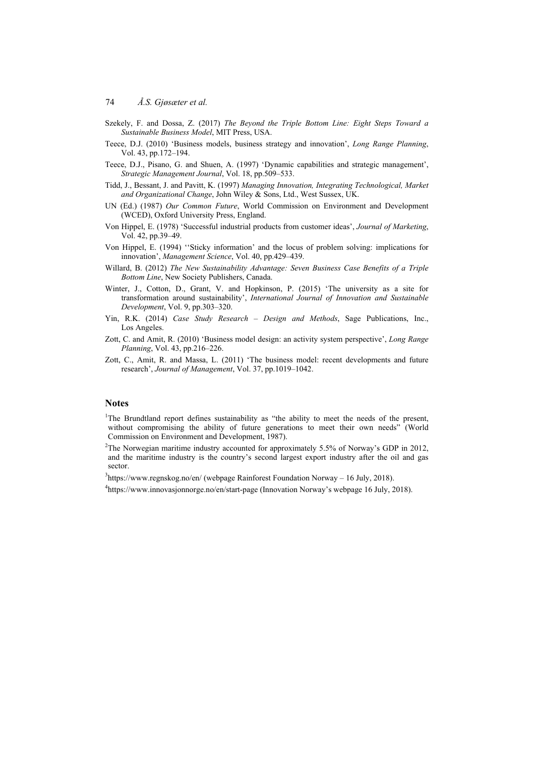Szekely, F. and Dossa, Z. (2017) *The Beyond the Triple Bottom Line: Eight Steps Toward a Sustainable Business Model*, MIT Press, USA.

Teece, D.J. (2010) 'Business models, business strategy and innovation', *Long Range Planning*, Vol. 43, pp.172–194.

Teece, D.J., Pisano, G. and Shuen, A. (1997) 'Dynamic capabilities and strategic management', *Strategic Management Journal*, Vol. 18, pp.509–533.

Tidd, J., Bessant, J. and Pavitt, K. (1997) *Managing Innovation, Integrating Technological, Market and Organizational Change*, John Wiley & Sons, Ltd., West Sussex, UK.

UN (Ed.) (1987) *Our Common Future*, World Commission on Environment and Development (WCED), Oxford University Press, England.

Von Hippel, E. (1978) 'Successful industrial products from customer ideas', *Journal of Marketing*, Vol. 42, pp.39–49.

Von Hippel, E. (1994) ''Sticky information' and the locus of problem solving: implications for innovation', *Management Science*, Vol. 40, pp.429–439.

Willard, B. (2012) *The New Sustainability Advantage: Seven Business Case Benefits of a Triple Bottom Line*, New Society Publishers, Canada.

Winter, J., Cotton, D., Grant, V. and Hopkinson, P. (2015) 'The university as a site for transformation around sustainability', *International Journal of Innovation and Sustainable Development*, Vol. 9, pp.303–320.

Yin, R.K. (2014) *Case Study Research – Design and Methods*, Sage Publications, Inc., Los Angeles.

Zott, C. and Amit, R. (2010) 'Business model design: an activity system perspective', *Long Range Planning*, Vol. 43, pp.216–226.

Zott, C., Amit, R. and Massa, L. (2011) 'The business model: recent developments and future research', *Journal of Management*, Vol. 37, pp.1019–1042.

## Notes

[1]The Brundtland report defines sustainability as "the ability to meet the needs of the present, without compromising the ability of future generations to meet their own needs" (World Commission on Environment and Development, 1987).

[2]The Norwegian maritime industry accounted for approximately 5.5% of Norway's GDP in 2012, and the maritime industry is the country's second largest export industry after the oil and gas sector.

[3]https://www.regnskog.no/en/ (webpage Rainforest Foundation Norway – 16 July, 2018).

[4]https://www.innovasjonnorge.no/en/start-page (Innovation Norway's webpage 16 July, 2018).